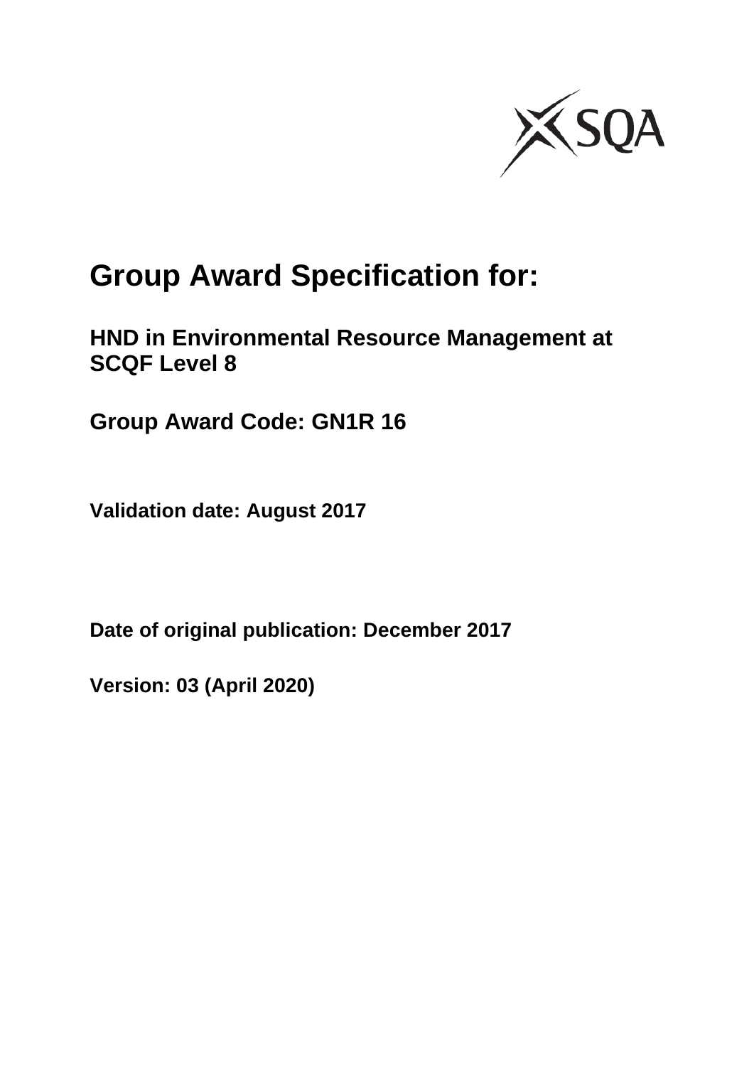# Group Award Specification for:

## HND in Environmental Resource Management at SCQF Level 8

## Group Award Code: GN1R 16

**Validation date: August 2017**

**Date of original publication: December 2017**

**Version: 03 (April 2020)**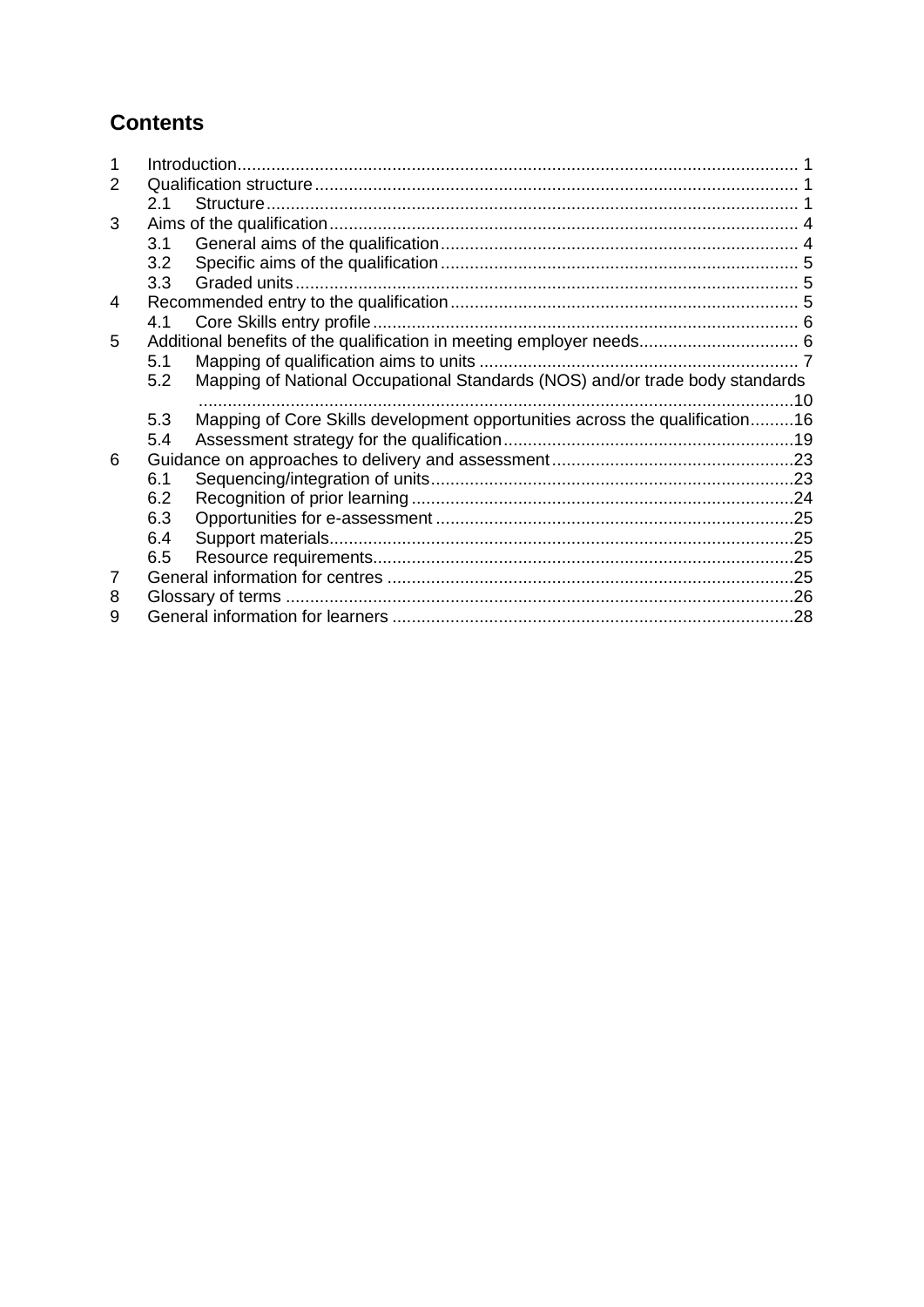## Contents

1 Introduction .................................................................. 1
2 Qualification structure .................................................................. 1
  2.1 Structure .................................................................. 1
3 Aims of the qualification .................................................................. 4
  3.1 General aims of the qualification .................................................................. 4
  3.2 Specific aims of the qualification .................................................................. 5
  3.3 Graded units .................................................................. 5
4 Recommended entry to the qualification .................................................................. 5
  4.1 Core Skills entry profile .................................................................. 6
5 Additional benefits of the qualification in meeting employer needs .................................................................. 6
  5.1 Mapping of qualification aims to units .................................................................. 7
  5.2 Mapping of National Occupational Standards (NOS) and/or trade body standards .................................................................. 10
  5.3 Mapping of Core Skills development opportunities across the qualification .................................................................. 16
  5.4 Assessment strategy for the qualification .................................................................. 19
6 Guidance on approaches to delivery and assessment .................................................................. 23
  6.1 Sequencing/integration of units .................................................................. 23
  6.2 Recognition of prior learning .................................................................. 24
  6.3 Opportunities for e-assessment .................................................................. 25
  6.4 Support materials .................................................................. 25
  6.5 Resource requirements .................................................................. 25
7 General information for centres .................................................................. 25
8 Glossary of terms .................................................................. 26
9 General information for learners .................................................................. 28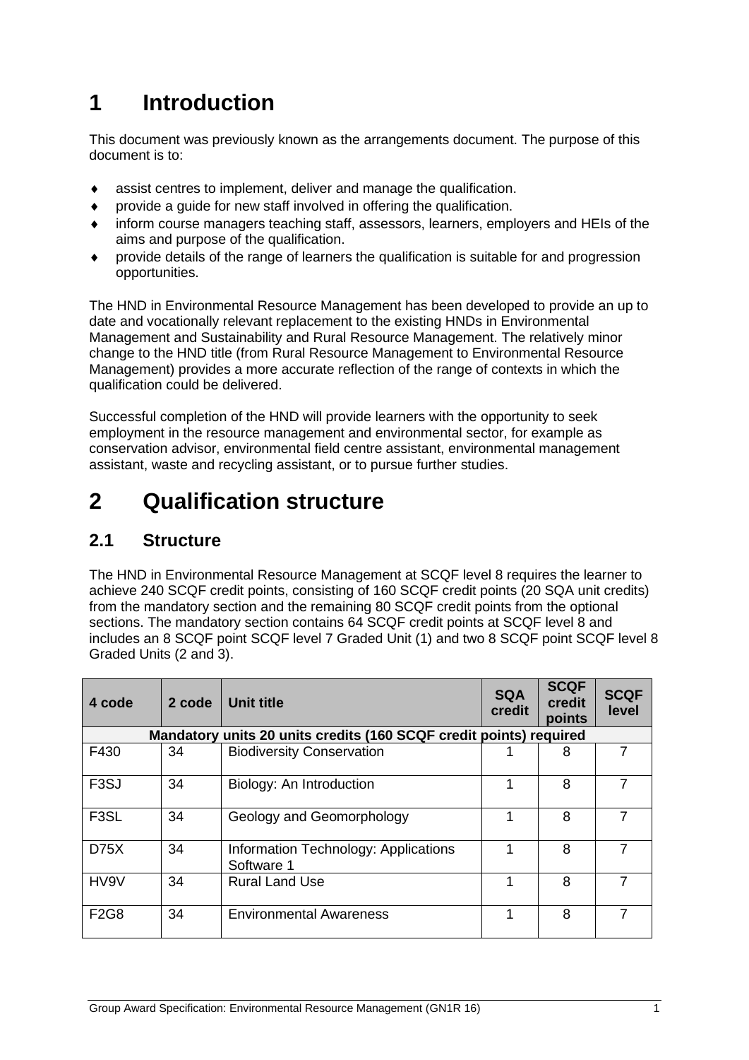# 1 Introduction

This document was previously known as the arrangements document. The purpose of this document is to:

- assist centres to implement, deliver and manage the qualification.
- provide a guide for new staff involved in offering the qualification.
- inform course managers teaching staff, assessors, learners, employers and HEIs of the aims and purpose of the qualification.
- provide details of the range of learners the qualification is suitable for and progression opportunities.

The HND in Environmental Resource Management has been developed to provide an up to date and vocationally relevant replacement to the existing HNDs in Environmental Management and Sustainability and Rural Resource Management. The relatively minor change to the HND title (from Rural Resource Management to Environmental Resource Management) provides a more accurate reflection of the range of contexts in which the qualification could be delivered.

Successful completion of the HND will provide learners with the opportunity to seek employment in the resource management and environmental sector, for example as conservation advisor, environmental field centre assistant, environmental management assistant, waste and recycling assistant, or to pursue further studies.

# 2 Qualification structure

## 2.1 Structure

The HND in Environmental Resource Management at SCQF level 8 requires the learner to achieve 240 SCQF credit points, consisting of 160 SCQF credit points (20 SQA unit credits) from the mandatory section and the remaining 80 SCQF credit points from the optional sections. The mandatory section contains 64 SCQF credit points at SCQF level 8 and includes an 8 SCQF point SCQF level 7 Graded Unit (1) and two 8 SCQF point SCQF level 8 Graded Units (2 and 3).

| 4 code | 2 code | Unit title | SQA credit | SCQF credit points | SCQF level |
|---|---|---|---|---|---|
| **Mandatory units 20 units credits (160 SCQF credit points) required** | | | | | |
| F430 | 34 | Biodiversity Conservation | 1 | 8 | 7 |
| F3SJ | 34 | Biology: An Introduction | 1 | 8 | 7 |
| F3SL | 34 | Geology and Geomorphology | 1 | 8 | 7 |
| D75X | 34 | Information Technology: Applications Software 1 | 1 | 8 | 7 |
| HV9V | 34 | Rural Land Use | 1 | 8 | 7 |
| F2G8 | 34 | Environmental Awareness | 1 | 8 | 7 |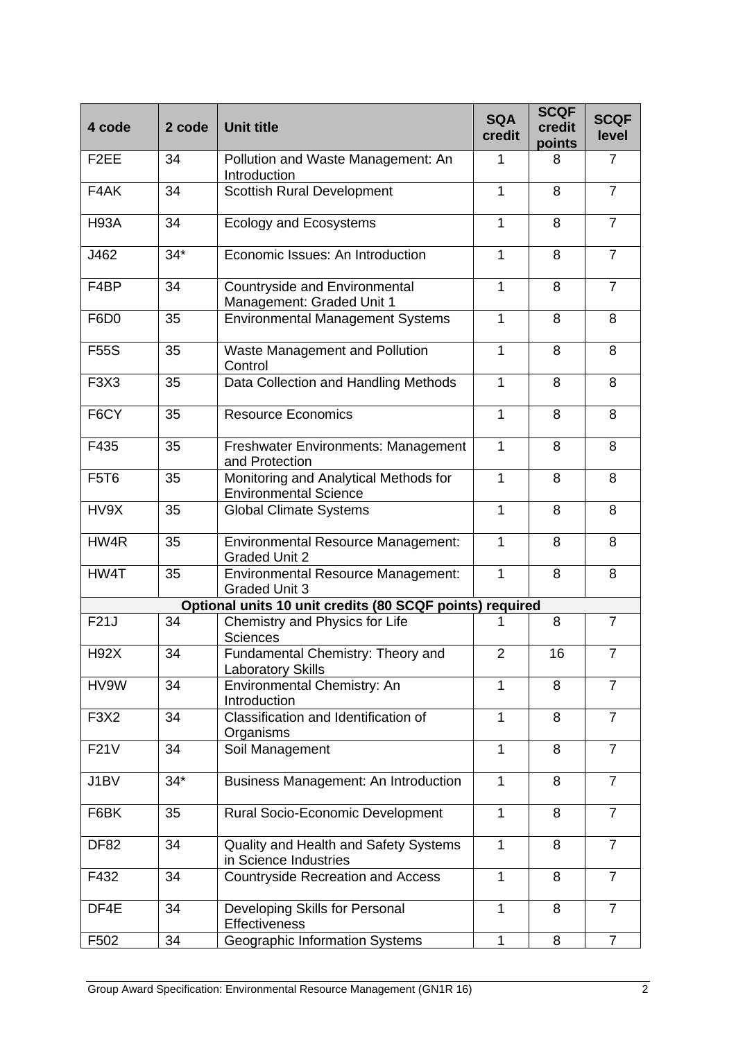| 4 code | 2 code | Unit title | SQA credit | SCQF credit points | SCQF level |
|---|---|---|---|---|---|
| F2EE | 34 | Pollution and Waste Management: An Introduction | 1 | 8 | 7 |
| F4AK | 34 | Scottish Rural Development | 1 | 8 | 7 |
| H93A | 34 | Ecology and Ecosystems | 1 | 8 | 7 |
| J462 | 34* | Economic Issues: An Introduction | 1 | 8 | 7 |
| F4BP | 34 | Countryside and Environmental Management: Graded Unit 1 | 1 | 8 | 7 |
| F6D0 | 35 | Environmental Management Systems | 1 | 8 | 8 |
| F55S | 35 | Waste Management and Pollution Control | 1 | 8 | 8 |
| F3X3 | 35 | Data Collection and Handling Methods | 1 | 8 | 8 |
| F6CY | 35 | Resource Economics | 1 | 8 | 8 |
| F435 | 35 | Freshwater Environments: Management and Protection | 1 | 8 | 8 |
| F5T6 | 35 | Monitoring and Analytical Methods for Environmental Science | 1 | 8 | 8 |
| HV9X | 35 | Global Climate Systems | 1 | 8 | 8 |
| HW4R | 35 | Environmental Resource Management: Graded Unit 2 | 1 | 8 | 8 |
| HW4T | 35 | Environmental Resource Management: Graded Unit 3 | 1 | 8 | 8 |
| **Optional units 10 unit credits (80 SCQF points) required** | | | | | |
| F21J | 34 | Chemistry and Physics for Life Sciences | 1 | 8 | 7 |
| H92X | 34 | Fundamental Chemistry: Theory and Laboratory Skills | 2 | 16 | 7 |
| HV9W | 34 | Environmental Chemistry: An Introduction | 1 | 8 | 7 |
| F3X2 | 34 | Classification and Identification of Organisms | 1 | 8 | 7 |
| F21V | 34 | Soil Management | 1 | 8 | 7 |
| J1BV | 34* | Business Management: An Introduction | 1 | 8 | 7 |
| F6BK | 35 | Rural Socio-Economic Development | 1 | 8 | 7 |
| DF82 | 34 | Quality and Health and Safety Systems in Science Industries | 1 | 8 | 7 |
| F432 | 34 | Countryside Recreation and Access | 1 | 8 | 7 |
| DF4E | 34 | Developing Skills for Personal Effectiveness | 1 | 8 | 7 |
| F502 | 34 | Geographic Information Systems | 1 | 8 | 7 |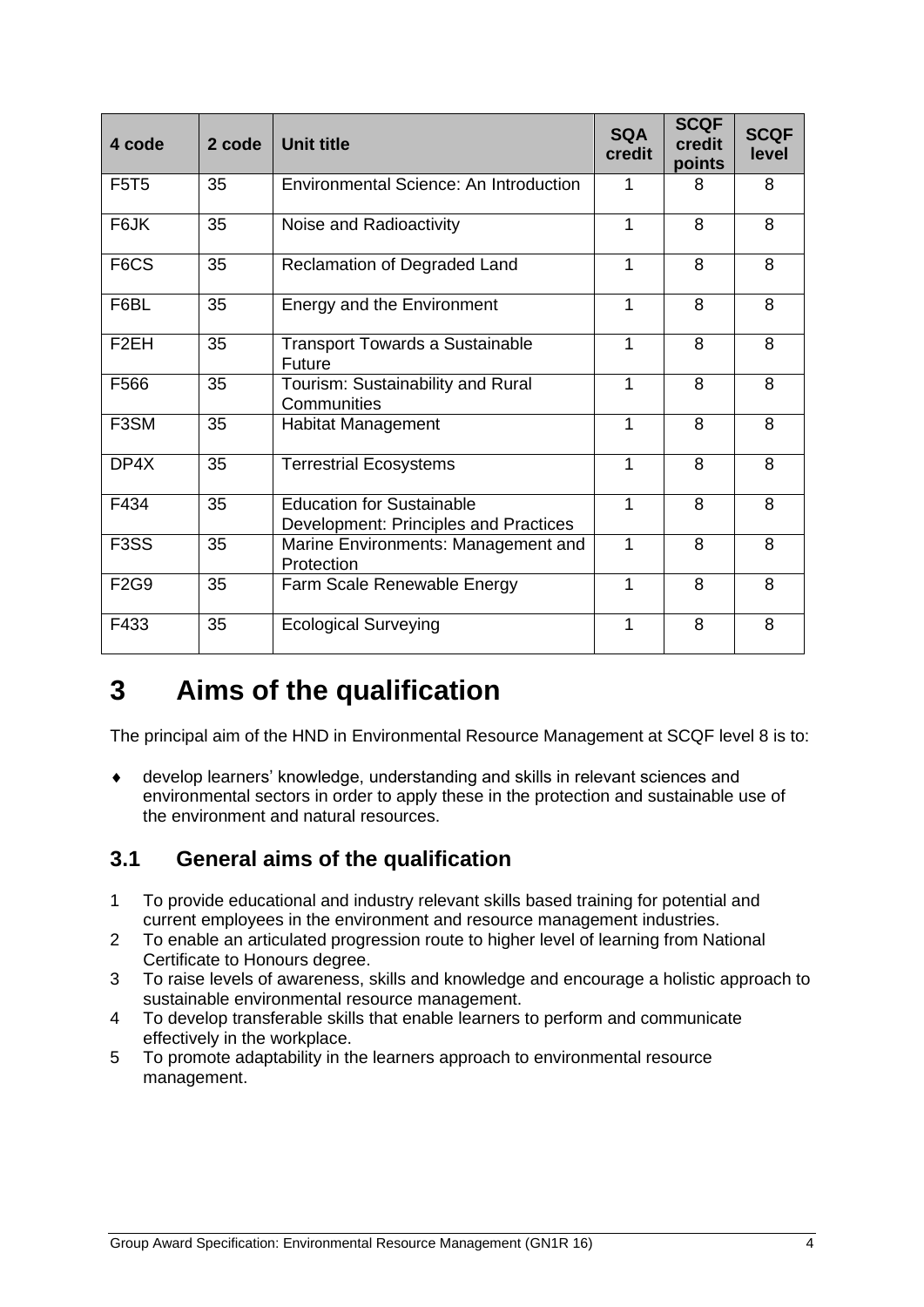| 4 code | 2 code | Unit title | SQA credit | SCQF credit points | SCQF level |
|---|---|---|---|---|---|
| F5T5 | 35 | Environmental Science: An Introduction | 1 | 8 | 8 |
| F6JK | 35 | Noise and Radioactivity | 1 | 8 | 8 |
| F6CS | 35 | Reclamation of Degraded Land | 1 | 8 | 8 |
| F6BL | 35 | Energy and the Environment | 1 | 8 | 8 |
| F2EH | 35 | Transport Towards a Sustainable Future | 1 | 8 | 8 |
| F566 | 35 | Tourism: Sustainability and Rural Communities | 1 | 8 | 8 |
| F3SM | 35 | Habitat Management | 1 | 8 | 8 |
| DP4X | 35 | Terrestrial Ecosystems | 1 | 8 | 8 |
| F434 | 35 | Education for Sustainable Development: Principles and Practices | 1 | 8 | 8 |
| F3SS | 35 | Marine Environments: Management and Protection | 1 | 8 | 8 |
| F2G9 | 35 | Farm Scale Renewable Energy | 1 | 8 | 8 |
| F433 | 35 | Ecological Surveying | 1 | 8 | 8 |

# 3 Aims of the qualification

The principal aim of the HND in Environmental Resource Management at SCQF level 8 is to:

- develop learners' knowledge, understanding and skills in relevant sciences and environmental sectors in order to apply these in the protection and sustainable use of the environment and natural resources.

## 3.1 General aims of the qualification

1. To provide educational and industry relevant skills based training for potential and current employees in the environment and resource management industries.
2. To enable an articulated progression route to higher level of learning from National Certificate to Honours degree.
3. To raise levels of awareness, skills and knowledge and encourage a holistic approach to sustainable environmental resource management.
4. To develop transferable skills that enable learners to perform and communicate effectively in the workplace.
5. To promote adaptability in the learners approach to environmental resource management.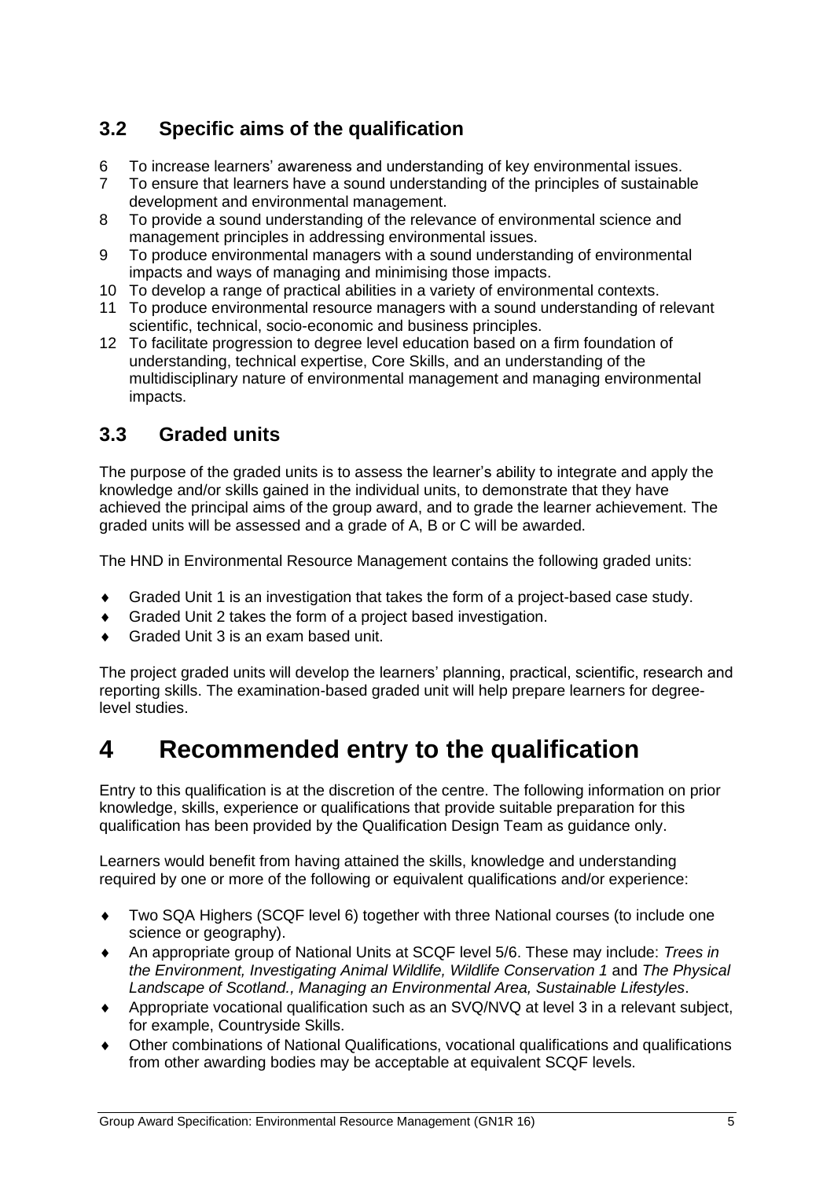## 3.2 Specific aims of the qualification

6. To increase learners' awareness and understanding of key environmental issues.
7. To ensure that learners have a sound understanding of the principles of sustainable development and environmental management.
8. To provide a sound understanding of the relevance of environmental science and management principles in addressing environmental issues.
9. To produce environmental managers with a sound understanding of environmental impacts and ways of managing and minimising those impacts.
10. To develop a range of practical abilities in a variety of environmental contexts.
11. To produce environmental resource managers with a sound understanding of relevant scientific, technical, socio-economic and business principles.
12. To facilitate progression to degree level education based on a firm foundation of understanding, technical expertise, Core Skills, and an understanding of the multidisciplinary nature of environmental management and managing environmental impacts.

## 3.3 Graded units

The purpose of the graded units is to assess the learner's ability to integrate and apply the knowledge and/or skills gained in the individual units, to demonstrate that they have achieved the principal aims of the group award, and to grade the learner achievement. The graded units will be assessed and a grade of A, B or C will be awarded.

The HND in Environmental Resource Management contains the following graded units:

- Graded Unit 1 is an investigation that takes the form of a project-based case study.
- Graded Unit 2 takes the form of a project based investigation.
- Graded Unit 3 is an exam based unit.

The project graded units will develop the learners' planning, practical, scientific, research and reporting skills. The examination-based graded unit will help prepare learners for degree-level studies.

# 4 Recommended entry to the qualification

Entry to this qualification is at the discretion of the centre. The following information on prior knowledge, skills, experience or qualifications that provide suitable preparation for this qualification has been provided by the Qualification Design Team as guidance only.

Learners would benefit from having attained the skills, knowledge and understanding required by one or more of the following or equivalent qualifications and/or experience:

- Two SQA Highers (SCQF level 6) together with three National courses (to include one science or geography).
- An appropriate group of National Units at SCQF level 5/6. These may include: *Trees in the Environment, Investigating Animal Wildlife, Wildlife Conservation 1* and *The Physical Landscape of Scotland., Managing an Environmental Area, Sustainable Lifestyles*.
- Appropriate vocational qualification such as an SVQ/NVQ at level 3 in a relevant subject, for example, Countryside Skills.
- Other combinations of National Qualifications, vocational qualifications and qualifications from other awarding bodies may be acceptable at equivalent SCQF levels.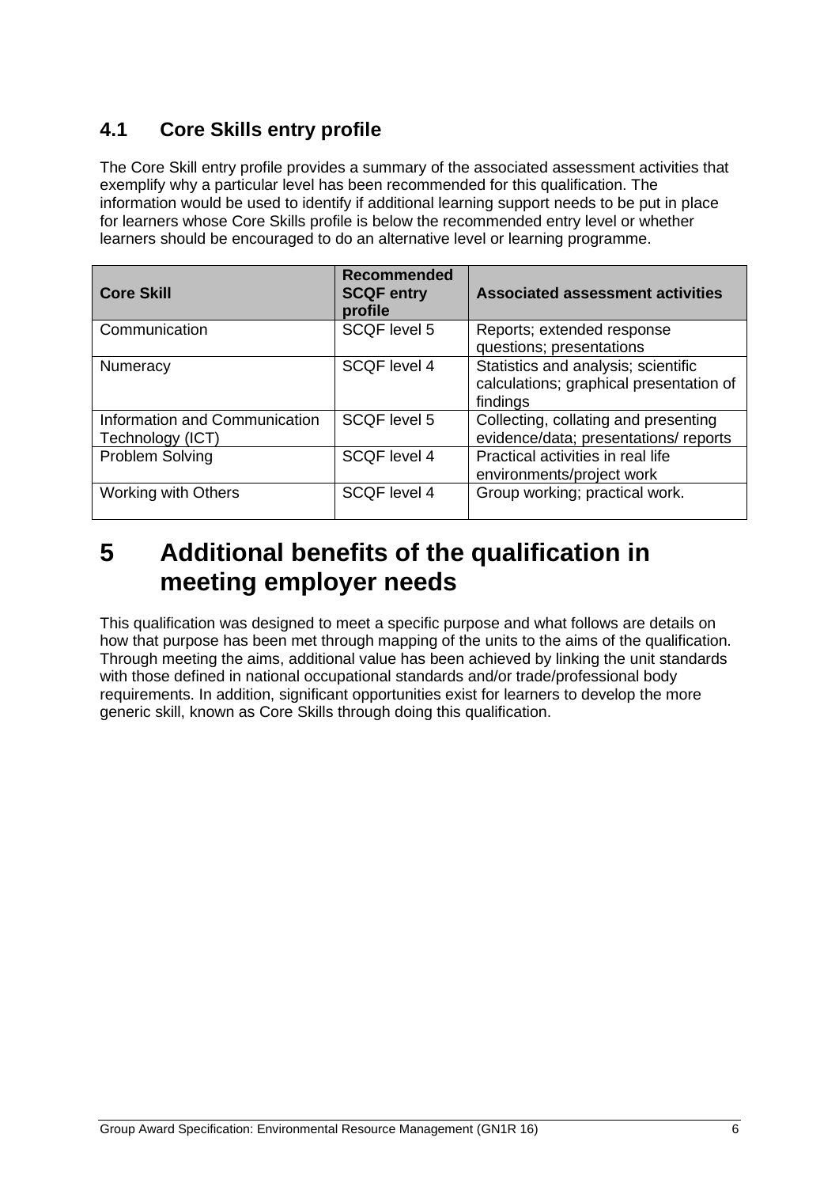### 4.1 Core Skills entry profile

The Core Skill entry profile provides a summary of the associated assessment activities that exemplify why a particular level has been recommended for this qualification. The information would be used to identify if additional learning support needs to be put in place for learners whose Core Skills profile is below the recommended entry level or whether learners should be encouraged to do an alternative level or learning programme.

| Core Skill | Recommended SCQF entry profile | Associated assessment activities |
|---|---|---|
| Communication | SCQF level 5 | Reports; extended response questions; presentations |
| Numeracy | SCQF level 4 | Statistics and analysis; scientific calculations; graphical presentation of findings |
| Information and Communication Technology (ICT) | SCQF level 5 | Collecting, collating and presenting evidence/data; presentations/ reports |
| Problem Solving | SCQF level 4 | Practical activities in real life environments/project work |
| Working with Others | SCQF level 4 | Group working; practical work. |

## 5 Additional benefits of the qualification in meeting employer needs

This qualification was designed to meet a specific purpose and what follows are details on how that purpose has been met through mapping of the units to the aims of the qualification. Through meeting the aims, additional value has been achieved by linking the unit standards with those defined in national occupational standards and/or trade/professional body requirements. In addition, significant opportunities exist for learners to develop the more generic skill, known as Core Skills through doing this qualification.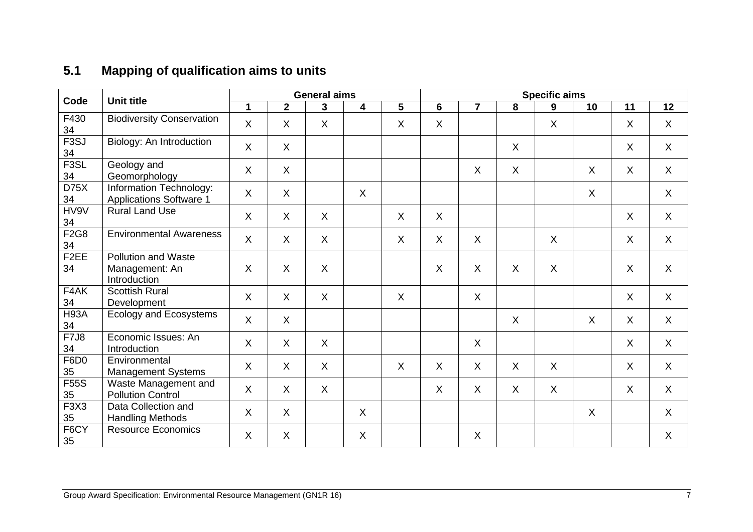## 5.1 Mapping of qualification aims to units

| Code | Unit title | General aims | | | | | Specific aims | | | | | | |
|---|---|---|---|---|---|---|---|---|---|---|---|---|---|
| | | 1 | 2 | 3 | 4 | 5 | 6 | 7 | 8 | 9 | 10 | 11 | 12 |
| F430 34 | Biodiversity Conservation | X | X | X | | X | X | | | X | | X | X |
| F3SJ 34 | Biology: An Introduction | X | X | | | | | | X | | | X | X |
| F3SL 34 | Geology and Geomorphology | X | X | | | | | X | X | | X | X | X |
| D75X 34 | Information Technology: Applications Software 1 | X | X | | X | | | | | | X | | X |
| HV9V 34 | Rural Land Use | X | X | X | | X | X | | | | | X | X |
| F2G8 34 | Environmental Awareness | X | X | X | | X | X | X | | X | | X | X |
| F2EE 34 | Pollution and Waste Management: An Introduction | X | X | X | | | X | X | X | X | | X | X |
| F4AK 34 | Scottish Rural Development | X | X | X | | X | | X | | | | X | X |
| H93A 34 | Ecology and Ecosystems | X | X | | | | | | X | | X | X | X |
| F7J8 34 | Economic Issues: An Introduction | X | X | X | | | | X | | | | X | X |
| F6D0 35 | Environmental Management Systems | X | X | X | | X | X | X | X | X | | X | X |
| F55S 35 | Waste Management and Pollution Control | X | X | X | | | X | X | X | X | | X | X |
| F3X3 35 | Data Collection and Handling Methods | X | X | | X | | | | | | X | | X |
| F6CY 35 | Resource Economics | X | X | | X | | | X | | | | | X |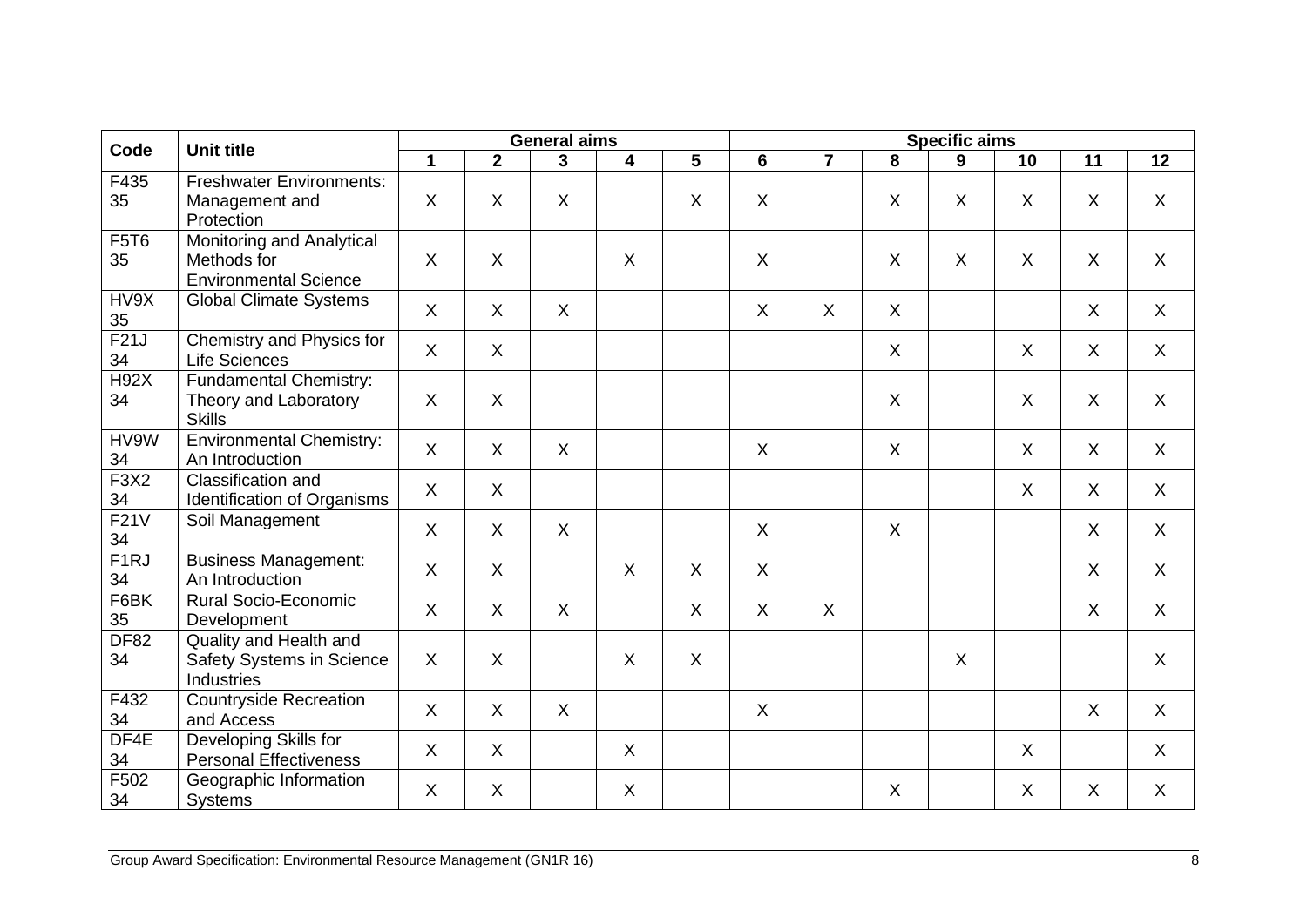| Code | Unit title | General aims | | | | | Specific aims | | | | | | |
|---|---|---|---|---|---|---|---|---|---|---|---|---|---|
| | | 1 | 2 | 3 | 4 | 5 | 6 | 7 | 8 | 9 | 10 | 11 | 12 |
| F435 35 | Freshwater Environments: Management and Protection | X | X | X | | X | X | | X | X | X | X | X |
| F5T6 35 | Monitoring and Analytical Methods for Environmental Science | X | X | | X | | X | | X | X | X | X | X |
| HV9X 35 | Global Climate Systems | X | X | X | | | X | X | X | | | X | X |
| F21J 34 | Chemistry and Physics for Life Sciences | X | X | | | | | | X | | X | X | X |
| H92X 34 | Fundamental Chemistry: Theory and Laboratory Skills | X | X | | | | | | X | | X | X | X |
| HV9W 34 | Environmental Chemistry: An Introduction | X | X | X | | | X | | X | | X | X | X |
| F3X2 34 | Classification and Identification of Organisms | X | X | | | | | | | | X | X | X |
| F21V 34 | Soil Management | X | X | X | | | X | | X | | | X | X |
| F1RJ 34 | Business Management: An Introduction | X | X | | X | X | X | | | | | X | X |
| F6BK 35 | Rural Socio-Economic Development | X | X | X | | X | X | X | | | | X | X |
| DF82 34 | Quality and Health and Safety Systems in Science Industries | X | X | | X | X | | | | X | | | X |
| F432 34 | Countryside Recreation and Access | X | X | X | | | X | | | | | X | X |
| DF4E 34 | Developing Skills for Personal Effectiveness | X | X | | X | | | | | | X | | X |
| F502 34 | Geographic Information Systems | X | X | | X | | | | X | | X | X | X |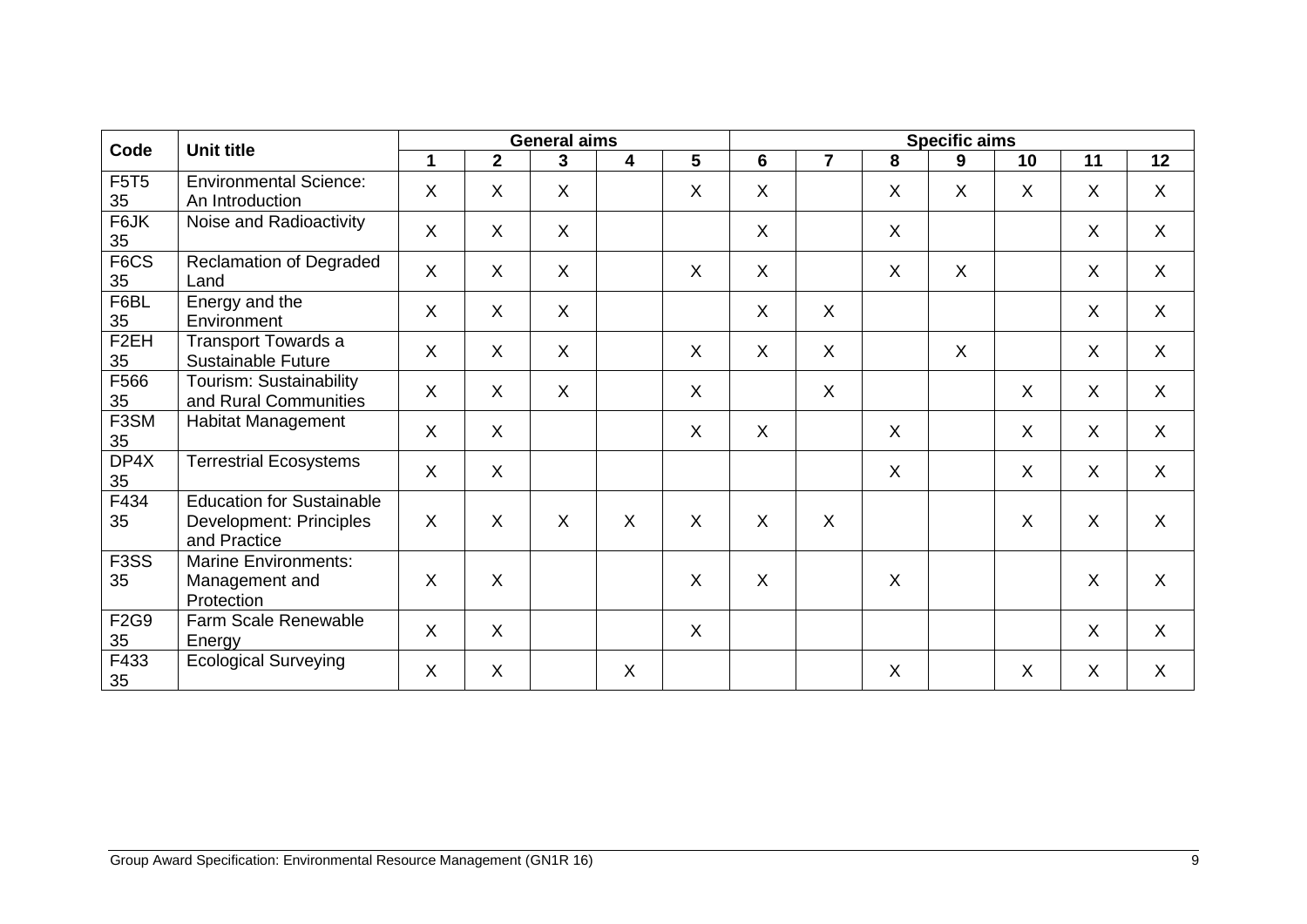| Code | Unit title | General aims | | | | | Specific aims | | | | | | |
|---|---|---|---|---|---|---|---|---|---|---|---|---|---|
| | | 1 | 2 | 3 | 4 | 5 | 6 | 7 | 8 | 9 | 10 | 11 | 12 |
| F5T5 35 | Environmental Science: An Introduction | X | X | X | | X | X | | X | X | X | X | X |
| F6JK 35 | Noise and Radioactivity | X | X | X | | | X | | X | | | X | X |
| F6CS 35 | Reclamation of Degraded Land | X | X | X | | X | X | | X | X | | X | X |
| F6BL 35 | Energy and the Environment | X | X | X | | | X | X | | | | X | X |
| F2EH 35 | Transport Towards a Sustainable Future | X | X | X | | X | X | X | | X | | X | X |
| F566 35 | Tourism: Sustainability and Rural Communities | X | X | X | | X | | X | | | X | X | X |
| F3SM 35 | Habitat Management | X | X | | | X | X | | X | | X | X | X |
| DP4X 35 | Terrestrial Ecosystems | X | X | | | | | | X | | X | X | X |
| F434 35 | Education for Sustainable Development: Principles and Practice | X | X | X | X | X | X | X | | | X | X | X |
| F3SS 35 | Marine Environments: Management and Protection | X | X | | | X | X | | X | | | X | X |
| F2G9 35 | Farm Scale Renewable Energy | X | X | | | X | | | | | | X | X |
| F433 35 | Ecological Surveying | X | X | | X | | | | X | | X | X | X |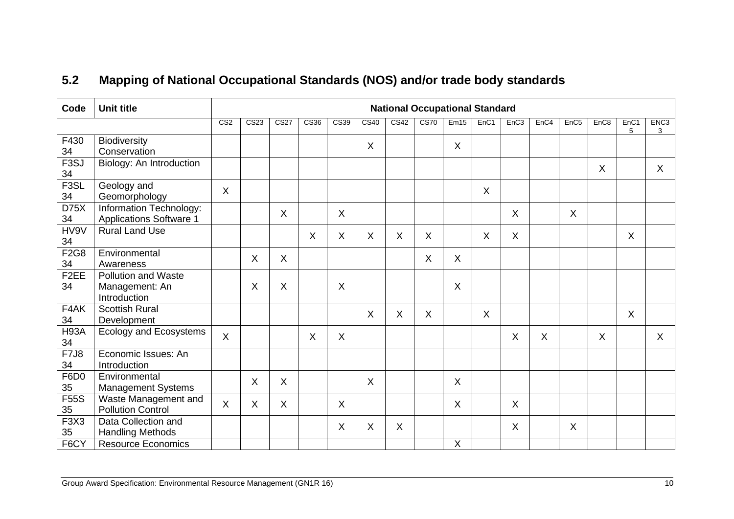## 5.2 Mapping of National Occupational Standards (NOS) and/or trade body standards

| Code | Unit title | National Occupational Standard | | | | | | | | | | | | | | | |
|---|---|---|---|---|---|---|---|---|---|---|---|---|---|---|---|---|---|
| | | CS2 | CS23 | CS27 | CS36 | CS39 | CS40 | CS42 | CS70 | Em15 | EnC1 | EnC3 | EnC4 | EnC5 | EnC8 | EnC15 | ENC33 |
| F430 34 | Biodiversity Conservation | | | | | | X | | | X | | | | | | | |
| F3SJ 34 | Biology: An Introduction | | | | | | | | | | | | | | X | | X |
| F3SL 34 | Geology and Geomorphology | X | | | | | | | | | X | | | | | | |
| D75X 34 | Information Technology: Applications Software 1 | | | X | | X | | | | | | X | | X | | | |
| HV9V 34 | Rural Land Use | | | | X | X | X | X | X | | X | X | | | | X | |
| F2G8 34 | Environmental Awareness | | X | X | | | | | X | X | | | | | | | |
| F2EE 34 | Pollution and Waste Management: An Introduction | | X | X | | X | | | | X | | | | | | | |
| F4AK 34 | Scottish Rural Development | | | | | | X | X | X | | X | | | | | X | |
| H93A 34 | Ecology and Ecosystems | X | | | X | X | | | | | | X | X | | X | | X |
| F7J8 34 | Economic Issues: An Introduction | | | | | | | | | | | | | | | | |
| F6D0 35 | Environmental Management Systems | | X | X | | | X | | | X | | | | | | | |
| F55S 35 | Waste Management and Pollution Control | X | X | X | | X | | | | X | | X | | | | | |
| F3X3 35 | Data Collection and Handling Methods | | | | | X | X | X | | | | X | | X | | | |
| F6CY | Resource Economics | | | | | | | | | X | | | | | | | |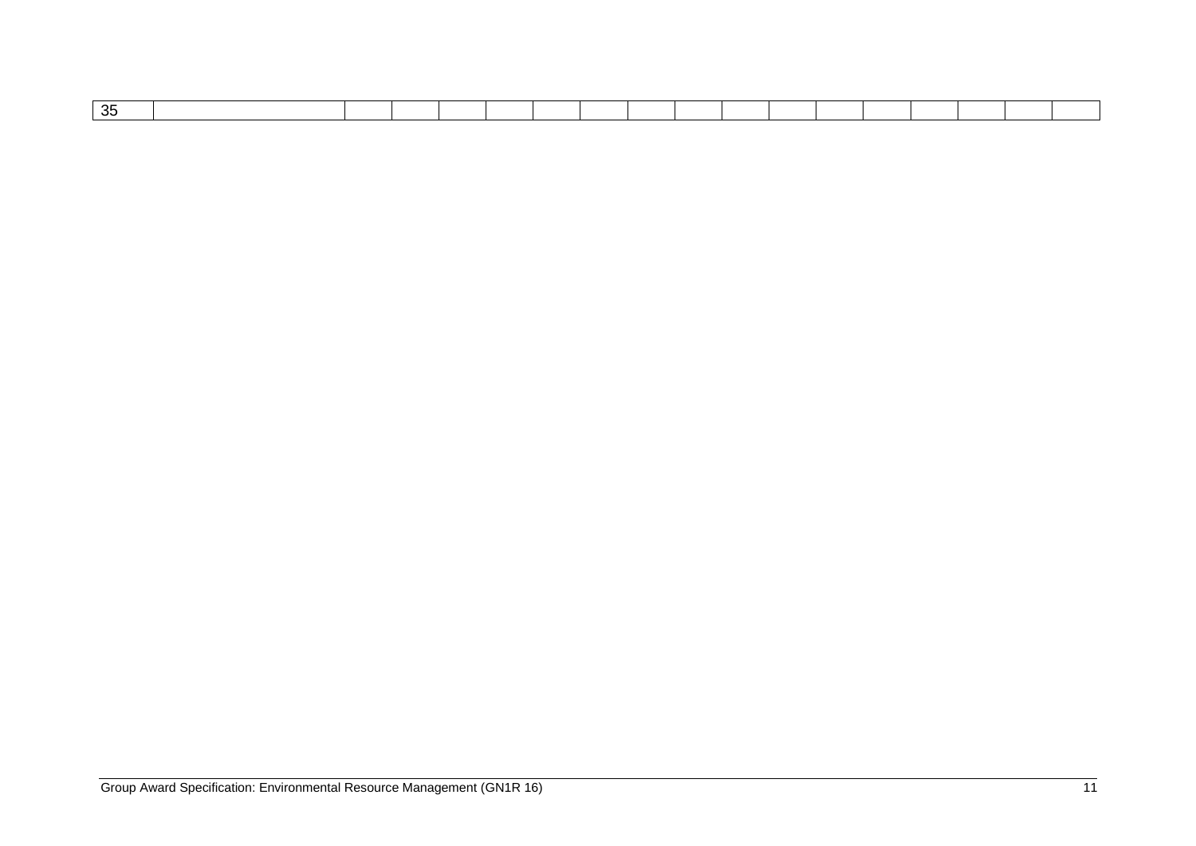| | | | | | | | | | | | | | | | | | |
|---|---|---|---|---|---|---|---|---|---|---|---|---|---|---|---|---|---|
| 35 | | | | | | | | | | | | | | | | | |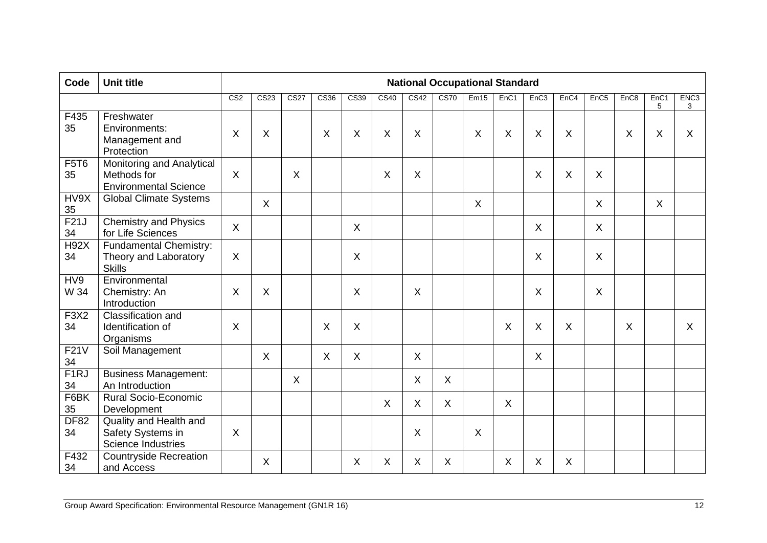| Code | Unit title | National Occupational Standard | | | | | | | | | | | | | | | |
|---|---|---|---|---|---|---|---|---|---|---|---|---|---|---|---|---|---|
| | | CS2 | CS23 | CS27 | CS36 | CS39 | CS40 | CS42 | CS70 | Em15 | EnC1 | EnC3 | EnC4 | EnC5 | EnC8 | EnC15 | ENC33 |
| F435 35 | Freshwater Environments: Management and Protection | X | X | | X | X | X | X | | X | X | X | X | | X | X | X |
| F5T6 35 | Monitoring and Analytical Methods for Environmental Science | X | | X | | | X | X | | | | X | X | X | | | |
| HV9X 35 | Global Climate Systems | | X | | | | | | | X | | | | X | | X | |
| F21J 34 | Chemistry and Physics for Life Sciences | X | | | | X | | | | | | X | | X | | | |
| H92X 34 | Fundamental Chemistry: Theory and Laboratory Skills | X | | | | X | | | | | | X | | X | | | |
| HV9 W 34 | Environmental Chemistry: An Introduction | X | X | | | X | | X | | | | X | | X | | | |
| F3X2 34 | Classification and Identification of Organisms | X | | | X | X | | | | | X | X | X | | X | | X |
| F21V 34 | Soil Management | | X | | X | X | | X | | | | X | | | | | |
| F1RJ 34 | Business Management: An Introduction | | | X | | | | X | X | | | | | | | | |
| F6BK 35 | Rural Socio-Economic Development | | | | | | X | X | X | | X | | | | | | |
| DF82 34 | Quality and Health and Safety Systems in Science Industries | X | | | | | | X | | X | | | | | | | |
| F432 34 | Countryside Recreation and Access | | X | | | X | X | X | X | | X | X | X | | | | |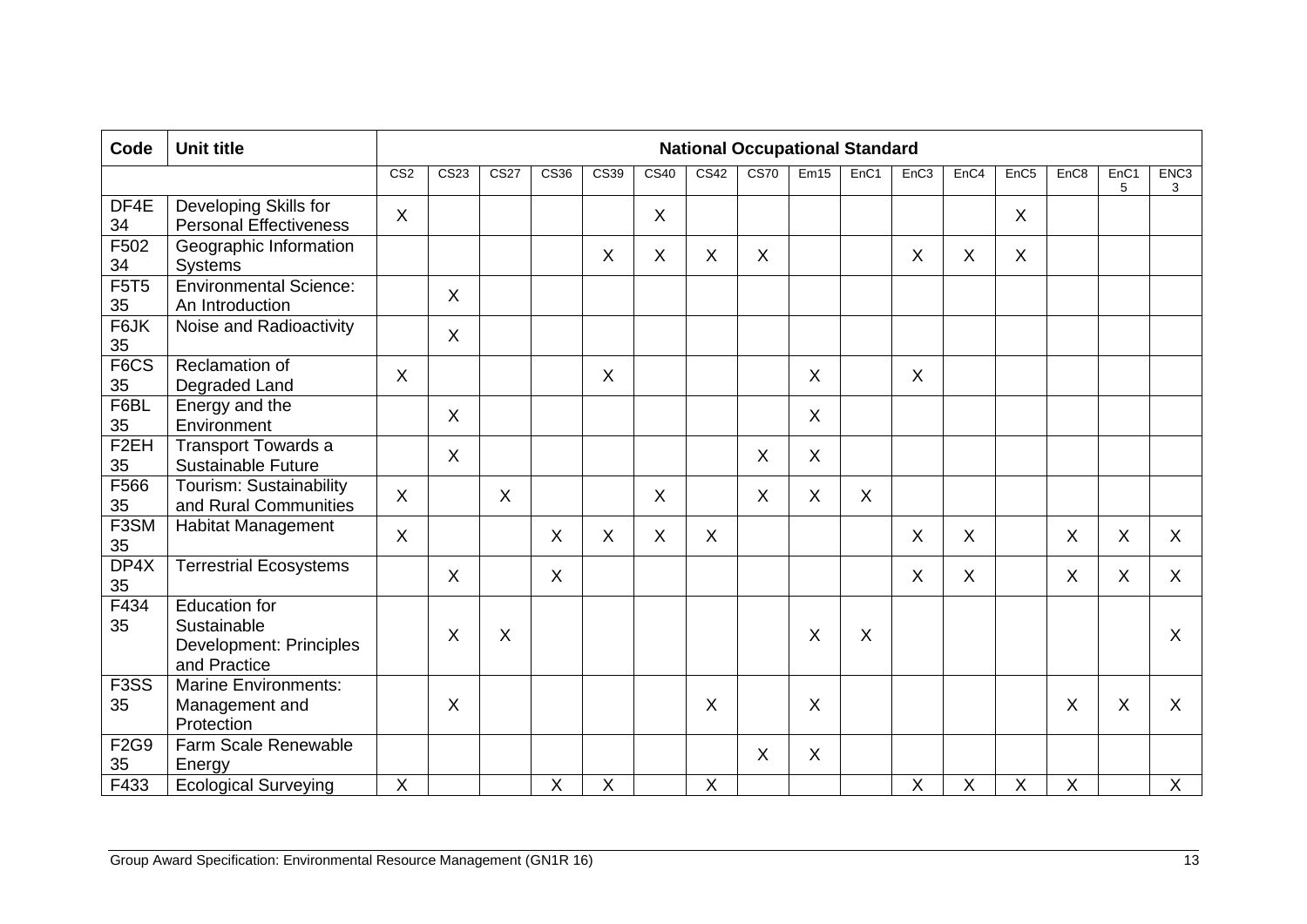| Code | Unit title | National Occupational Standard | | | | | | | | | | | | | | | |
|---|---|---|---|---|---|---|---|---|---|---|---|---|---|---|---|---|---|
| | | CS2 | CS23 | CS27 | CS36 | CS39 | CS40 | CS42 | CS70 | Em15 | EnC1 | EnC3 | EnC4 | EnC5 | EnC8 | EnC15 | ENC33 |
| DF4E 34 | Developing Skills for Personal Effectiveness | X | | | | | X | | | | | | | X | | | |
| F502 34 | Geographic Information Systems | | | | | X | X | X | X | | | X | X | X | | | |
| F5T5 35 | Environmental Science: An Introduction | | X | | | | | | | | | | | | | | |
| F6JK 35 | Noise and Radioactivity | | X | | | | | | | | | | | | | | |
| F6CS 35 | Reclamation of Degraded Land | X | | | | X | | | | X | | X | | | | | |
| F6BL 35 | Energy and the Environment | | X | | | | | | | X | | | | | | | |
| F2EH 35 | Transport Towards a Sustainable Future | | X | | | | | | X | X | | | | | | | |
| F566 35 | Tourism: Sustainability and Rural Communities | X | | X | | | X | | X | X | X | | | | | | |
| F3SM 35 | Habitat Management | X | | | X | X | X | X | | | | X | X | | X | X | X |
| DP4X 35 | Terrestrial Ecosystems | | X | | X | | | | | | | X | X | | X | X | X |
| F434 35 | Education for Sustainable Development: Principles and Practice | | X | X | | | | | | X | X | | | | | | X |
| F3SS 35 | Marine Environments: Management and Protection | | X | | | | | X | | X | | | | | X | X | X |
| F2G9 35 | Farm Scale Renewable Energy | | | | | | | | X | X | | | | | | | |
| F433 | Ecological Surveying | X | | | X | X | | X | | | | X | X | X | X | | X |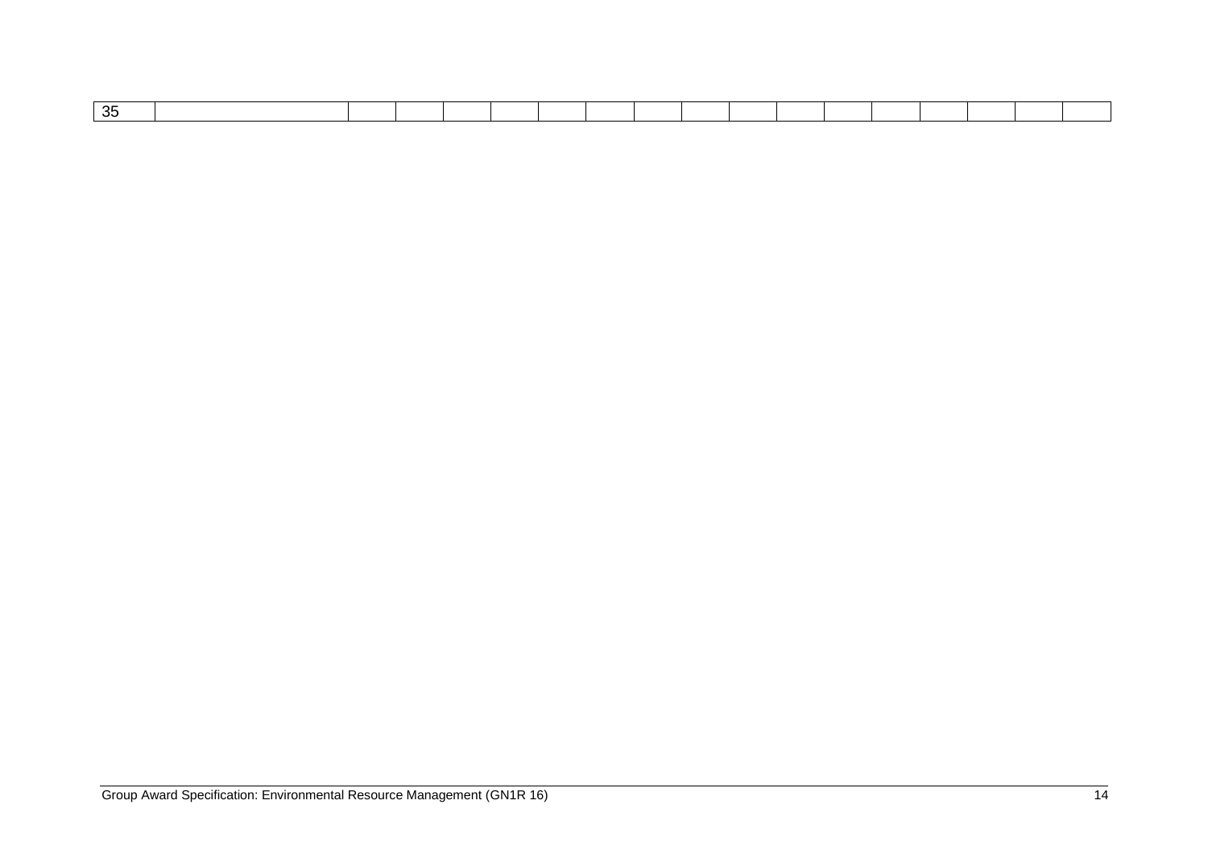| | | | | | | | | | | | | | | | | | |
|---|---|---|---|---|---|---|---|---|---|---|---|---|---|---|---|---|---|
| 35 | | | | | | | | | | | | | | | | | |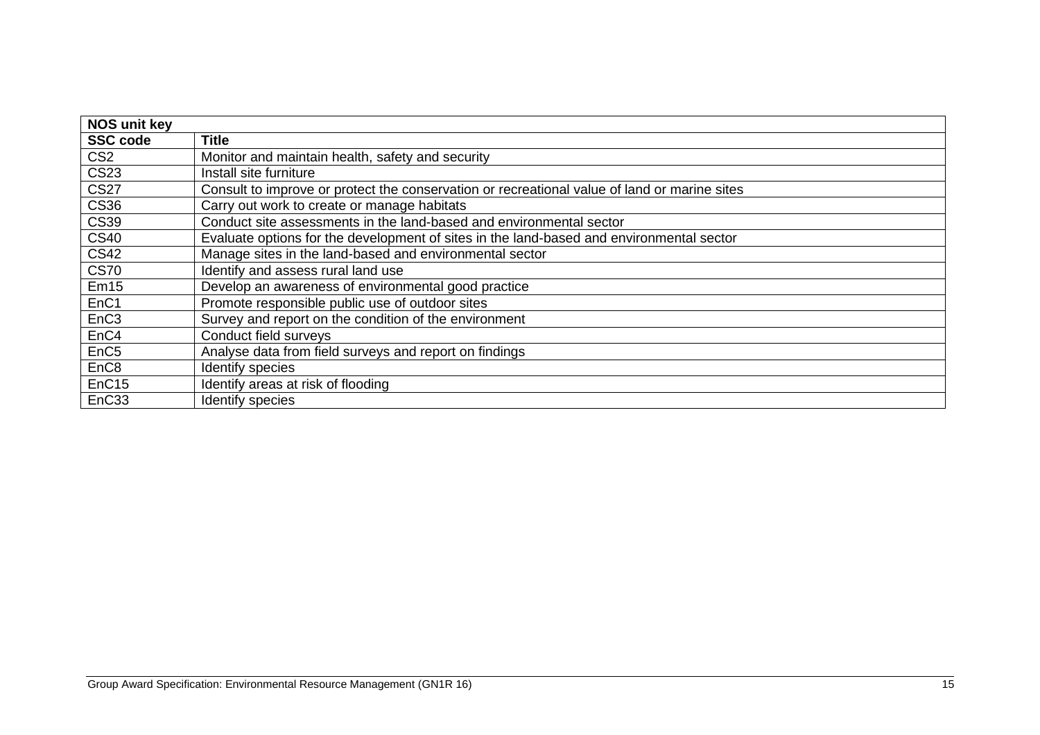| NOS unit key | |
|---|---|
| **SSC code** | **Title** |
| CS2 | Monitor and maintain health, safety and security |
| CS23 | Install site furniture |
| CS27 | Consult to improve or protect the conservation or recreational value of land or marine sites |
| CS36 | Carry out work to create or manage habitats |
| CS39 | Conduct site assessments in the land-based and environmental sector |
| CS40 | Evaluate options for the development of sites in the land-based and environmental sector |
| CS42 | Manage sites in the land-based and environmental sector |
| CS70 | Identify and assess rural land use |
| Em15 | Develop an awareness of environmental good practice |
| EnC1 | Promote responsible public use of outdoor sites |
| EnC3 | Survey and report on the condition of the environment |
| EnC4 | Conduct field surveys |
| EnC5 | Analyse data from field surveys and report on findings |
| EnC8 | Identify species |
| EnC15 | Identify areas at risk of flooding |
| EnC33 | Identify species |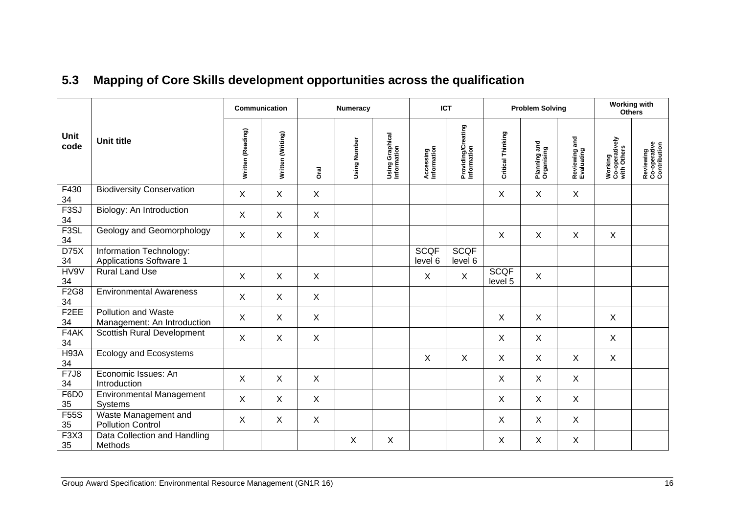## 5.3 Mapping of Core Skills development opportunities across the qualification

| Unit code | Unit title | Communication | | | Numeracy | | ICT | | Problem Solving | | | Working with Others | |
|---|---|---|---|---|---|---|---|---|---|---|---|---|---|
| | | Written (Reading) | Written (Writing) | Oral | Using Number | Using Graphical Information | Accessing Information | Providing/Creating Information | Critical Thinking | Planning and Organising | Reviewing and Evaluating | Working Co-operatively with Others | Reviewing Co-operative Contribution |
| F430 34 | Biodiversity Conservation | X | X | X | | | | | X | X | X | | |
| F3SJ 34 | Biology: An Introduction | X | X | X | | | | | | | | | |
| F3SL 34 | Geology and Geomorphology | X | X | X | | | | | X | X | X | X | |
| D75X 34 | Information Technology: Applications Software 1 | | | | | | SCQF level 6 | SCQF level 6 | | | | | |
| HV9V 34 | Rural Land Use | X | X | X | | | X | X | SCQF level 5 | X | | | |
| F2G8 34 | Environmental Awareness | X | X | X | | | | | | | | | |
| F2EE 34 | Pollution and Waste Management: An Introduction | X | X | X | | | | | X | X | | X | |
| F4AK 34 | Scottish Rural Development | X | X | X | | | | | X | X | | X | |
| H93A 34 | Ecology and Ecosystems | | | | | | X | X | X | X | X | X | |
| F7J8 34 | Economic Issues: An Introduction | X | X | X | | | | | X | X | X | | |
| F6D0 35 | Environmental Management Systems | X | X | X | | | | | X | X | X | | |
| F55S 35 | Waste Management and Pollution Control | X | X | X | | | | | X | X | X | | |
| F3X3 35 | Data Collection and Handling Methods | | | | X | X | | | X | X | X | | |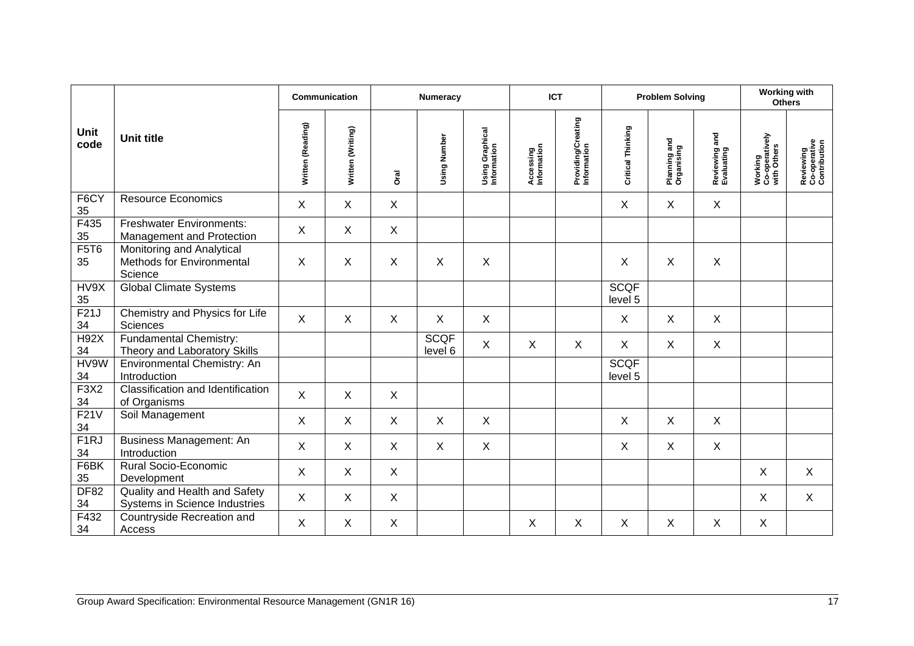| Unit code | Unit title | Communication | | | Numeracy | | ICT | | Problem Solving | | | Working with Others | |
|---|---|---|---|---|---|---|---|---|---|---|---|---|---|
| | | Written (Reading) | Written (Writing) | Oral | Using Number | Using Graphical Information | Accessing Information | Providing/Creating Information | Critical Thinking | Planning and Organising | Reviewing and Evaluating | Working Co-operatively with Others | Reviewing Co-operative Contribution |
| F6CY 35 | Resource Economics | X | X | X | | | | | X | X | X | | |
| F435 35 | Freshwater Environments: Management and Protection | X | X | X | | | | | | | | | |
| F5T6 35 | Monitoring and Analytical Methods for Environmental Science | X | X | X | X | X | | | X | X | X | | |
| HV9X 35 | Global Climate Systems | | | | | | | | SCQF level 5 | | | | |
| F21J 34 | Chemistry and Physics for Life Sciences | X | X | X | X | X | | | X | X | X | | |
| H92X 34 | Fundamental Chemistry: Theory and Laboratory Skills | | | | SCQF level 6 | X | X | X | X | X | X | | |
| HV9W 34 | Environmental Chemistry: An Introduction | | | | | | | | SCQF level 5 | | | | |
| F3X2 34 | Classification and Identification of Organisms | X | X | X | | | | | | | | | |
| F21V 34 | Soil Management | X | X | X | X | X | | | X | X | X | | |
| F1RJ 34 | Business Management: An Introduction | X | X | X | X | X | | | X | X | X | | |
| F6BK 35 | Rural Socio-Economic Development | X | X | X | | | | | | | | X | X |
| DF82 34 | Quality and Health and Safety Systems in Science Industries | X | X | X | | | | | | | | X | X |
| F432 34 | Countryside Recreation and Access | X | X | X | | | X | X | X | X | X | X | |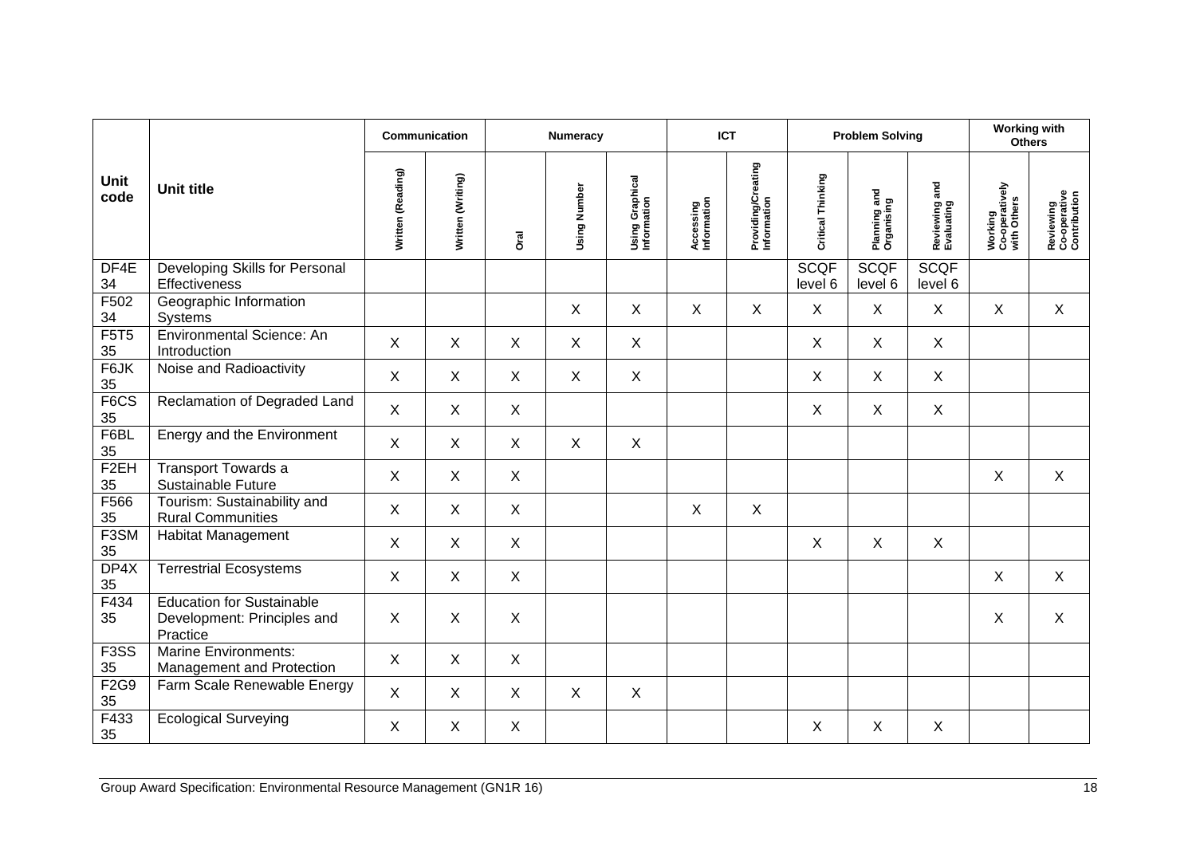| Unit code | Unit title | Communication | | | Numeracy | | ICT | | Problem Solving | | | Working with Others | |
|---|---|---|---|---|---|---|---|---|---|---|---|---|---|
| | | Written (Reading) | Written (Writing) | Oral | Using Number | Using Graphical Information | Accessing Information | Providing/Creating Information | Critical Thinking | Planning and Organising | Reviewing and Evaluating | Working Co-operatively with Others | Reviewing Co-operative Contribution |
| DF4E 34 | Developing Skills for Personal Effectiveness | | | | | | | | SCQF level 6 | SCQF level 6 | SCQF level 6 | | |
| F502 34 | Geographic Information Systems | | | | X | X | X | X | X | X | X | X | X |
| F5T5 35 | Environmental Science: An Introduction | X | X | X | X | X | | | X | X | X | | |
| F6JK 35 | Noise and Radioactivity | X | X | X | X | X | | | X | X | X | | |
| F6CS 35 | Reclamation of Degraded Land | X | X | X | | | | | X | X | X | | |
| F6BL 35 | Energy and the Environment | X | X | X | X | X | | | | | | | |
| F2EH 35 | Transport Towards a Sustainable Future | X | X | X | | | | | | | | X | X |
| F566 35 | Tourism: Sustainability and Rural Communities | X | X | X | | | X | X | | | | | |
| F3SM 35 | Habitat Management | X | X | X | | | | | X | X | X | | |
| DP4X 35 | Terrestrial Ecosystems | X | X | X | | | | | | | | X | X |
| F434 35 | Education for Sustainable Development: Principles and Practice | X | X | X | | | | | | | | X | X |
| F3SS 35 | Marine Environments: Management and Protection | X | X | X | | | | | | | | | |
| F2G9 35 | Farm Scale Renewable Energy | X | X | X | X | X | | | | | | | |
| F433 35 | Ecological Surveying | X | X | X | | | | | X | X | X | | |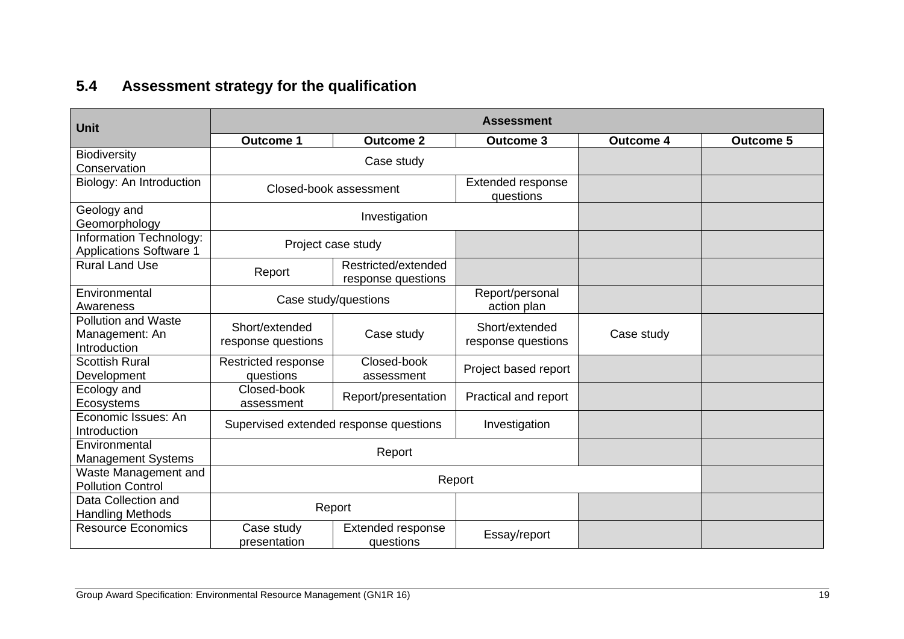### 5.4 Assessment strategy for the qualification

| Unit | Assessment | | | | |
|---|---|---|---|---|---|
| | Outcome 1 | Outcome 2 | Outcome 3 | Outcome 4 | Outcome 5 |
| Biodiversity Conservation | Case study | | | | |
| Biology: An Introduction | Closed-book assessment | | Extended response questions | | |
| Geology and Geomorphology | Investigation | | | | |
| Information Technology: Applications Software 1 | Project case study | | | | |
| Rural Land Use | Report | Restricted/extended response questions | | | |
| Environmental Awareness | Case study/questions | | Report/personal action plan | | |
| Pollution and Waste Management: An Introduction | Short/extended response questions | Case study | Short/extended response questions | Case study | |
| Scottish Rural Development | Restricted response questions | Closed-book assessment | Project based report | | |
| Ecology and Ecosystems | Closed-book assessment | Report/presentation | Practical and report | | |
| Economic Issues: An Introduction | Supervised extended response questions | | Investigation | | |
| Environmental Management Systems | Report | | | | |
| Waste Management and Pollution Control | Report | | | | |
| Data Collection and Handling Methods | Report | | | | |
| Resource Economics | Case study presentation | Extended response questions | Essay/report | | |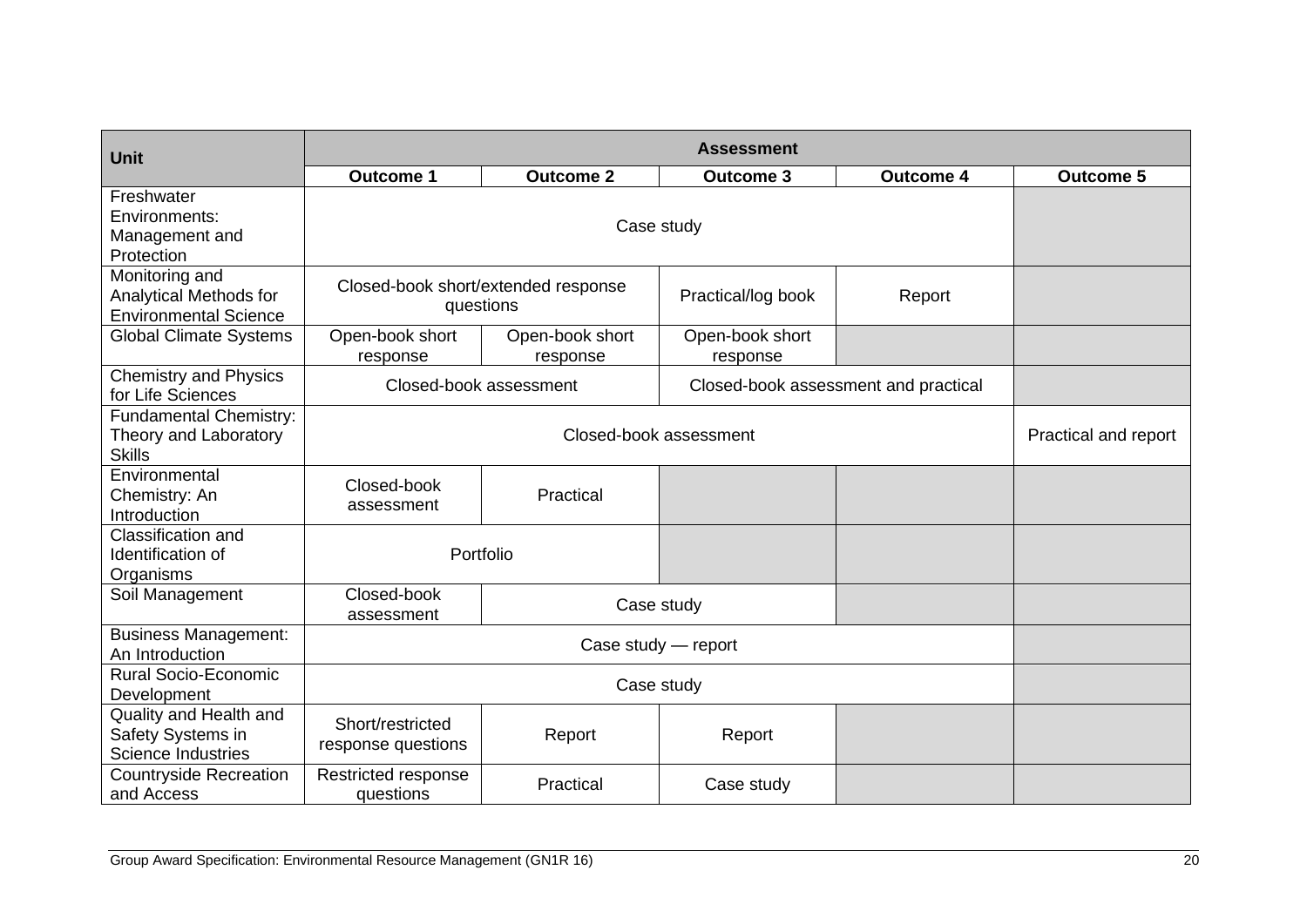| Unit | Assessment | | | | |
|---|---|---|---|---|---|
| | Outcome 1 | Outcome 2 | Outcome 3 | Outcome 4 | Outcome 5 |
| Freshwater Environments: Management and Protection | Case study | | | | |
| Monitoring and Analytical Methods for Environmental Science | Closed-book short/extended response questions | | Practical/log book | Report | |
| Global Climate Systems | Open-book short response | Open-book short response | Open-book short response | | |
| Chemistry and Physics for Life Sciences | Closed-book assessment | | Closed-book assessment and practical | | |
| Fundamental Chemistry: Theory and Laboratory Skills | Closed-book assessment | | | | Practical and report |
| Environmental Chemistry: An Introduction | Closed-book assessment | Practical | | | |
| Classification and Identification of Organisms | Portfolio | | | | |
| Soil Management | Closed-book assessment | Case study | | | |
| Business Management: An Introduction | Case study — report | | | | |
| Rural Socio-Economic Development | Case study | | | | |
| Quality and Health and Safety Systems in Science Industries | Short/restricted response questions | Report | Report | | |
| Countryside Recreation and Access | Restricted response questions | Practical | Case study | | |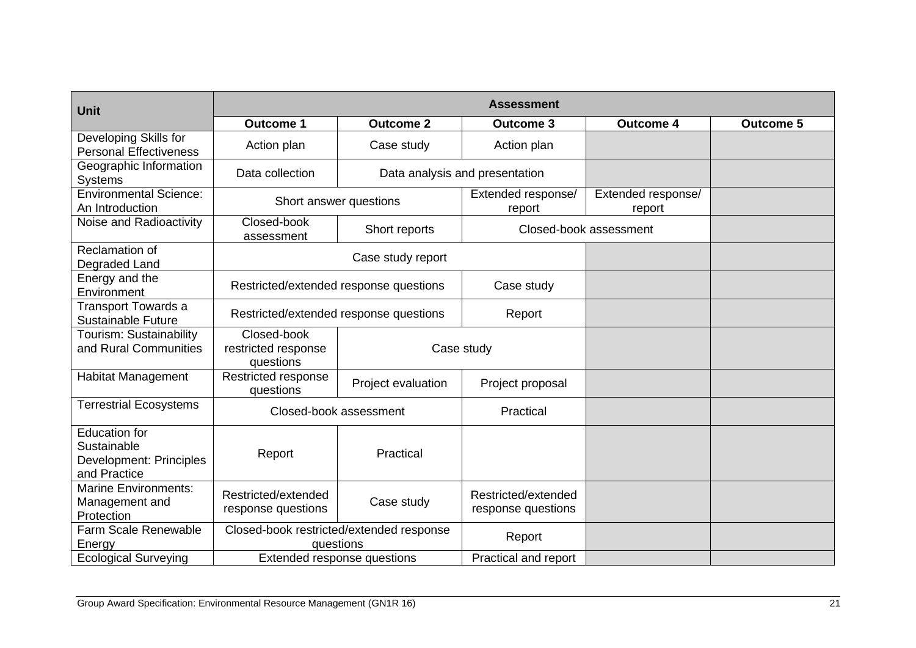| Unit | Assessment | | | | |
|---|---|---|---|---|---|
| | Outcome 1 | Outcome 2 | Outcome 3 | Outcome 4 | Outcome 5 |
| Developing Skills for Personal Effectiveness | Action plan | Case study | Action plan | | |
| Geographic Information Systems | Data collection | Data analysis and presentation | | | |
| Environmental Science: An Introduction | Short answer questions | | Extended response/ report | Extended response/ report | |
| Noise and Radioactivity | Closed-book assessment | Short reports | Closed-book assessment | | |
| Reclamation of Degraded Land | Case study report | | | | |
| Energy and the Environment | Restricted/extended response questions | | Case study | | |
| Transport Towards a Sustainable Future | Restricted/extended response questions | | Report | | |
| Tourism: Sustainability and Rural Communities | Closed-book restricted response questions | Case study | | | |
| Habitat Management | Restricted response questions | Project evaluation | Project proposal | | |
| Terrestrial Ecosystems | Closed-book assessment | | Practical | | |
| Education for Sustainable Development: Principles and Practice | Report | Practical | | | |
| Marine Environments: Management and Protection | Restricted/extended response questions | Case study | Restricted/extended response questions | | |
| Farm Scale Renewable Energy | Closed-book restricted/extended response questions | | Report | | |
| Ecological Surveying | Extended response questions | | Practical and report | | |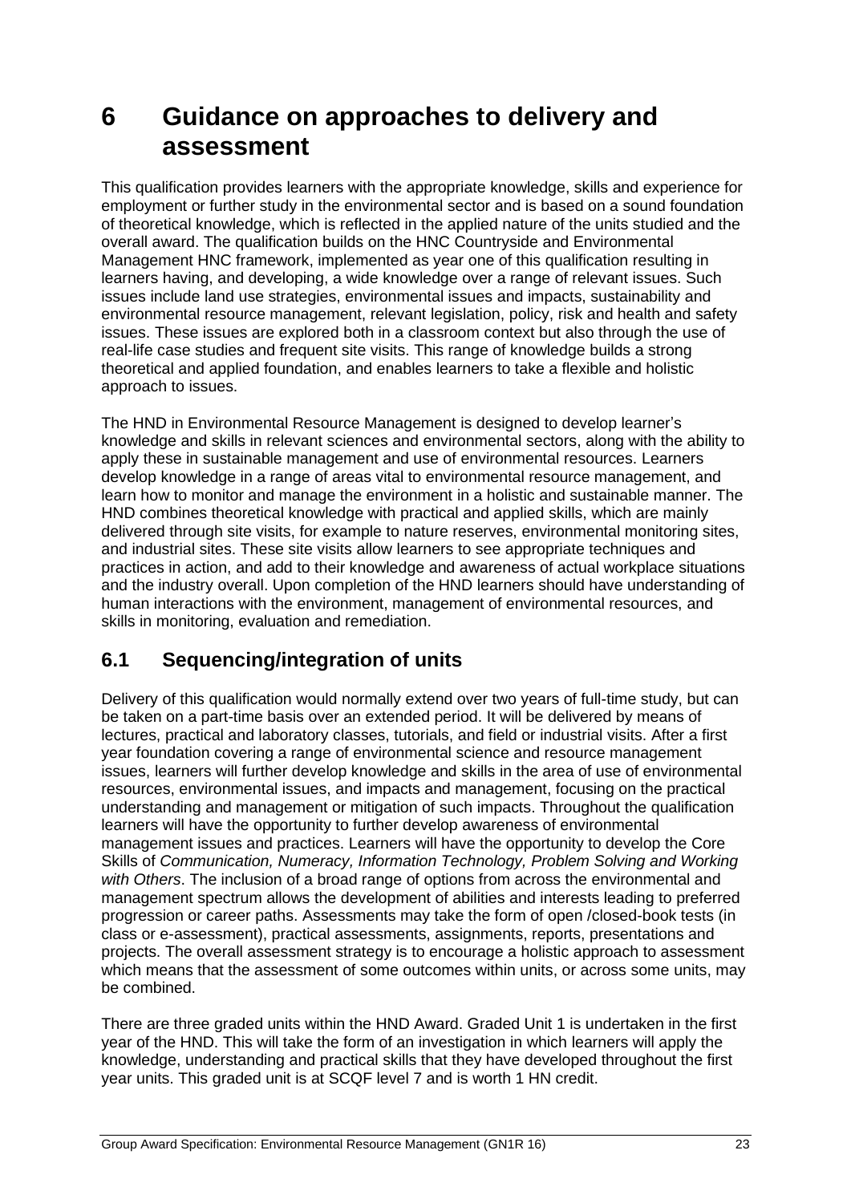# 6 Guidance on approaches to delivery and assessment

This qualification provides learners with the appropriate knowledge, skills and experience for employment or further study in the environmental sector and is based on a sound foundation of theoretical knowledge, which is reflected in the applied nature of the units studied and the overall award. The qualification builds on the HNC Countryside and Environmental Management HNC framework, implemented as year one of this qualification resulting in learners having, and developing, a wide knowledge over a range of relevant issues. Such issues include land use strategies, environmental issues and impacts, sustainability and environmental resource management, relevant legislation, policy, risk and health and safety issues. These issues are explored both in a classroom context but also through the use of real-life case studies and frequent site visits. This range of knowledge builds a strong theoretical and applied foundation, and enables learners to take a flexible and holistic approach to issues.

The HND in Environmental Resource Management is designed to develop learner's knowledge and skills in relevant sciences and environmental sectors, along with the ability to apply these in sustainable management and use of environmental resources. Learners develop knowledge in a range of areas vital to environmental resource management, and learn how to monitor and manage the environment in a holistic and sustainable manner. The HND combines theoretical knowledge with practical and applied skills, which are mainly delivered through site visits, for example to nature reserves, environmental monitoring sites, and industrial sites. These site visits allow learners to see appropriate techniques and practices in action, and add to their knowledge and awareness of actual workplace situations and the industry overall. Upon completion of the HND learners should have understanding of human interactions with the environment, management of environmental resources, and skills in monitoring, evaluation and remediation.

## 6.1 Sequencing/integration of units

Delivery of this qualification would normally extend over two years of full-time study, but can be taken on a part-time basis over an extended period. It will be delivered by means of lectures, practical and laboratory classes, tutorials, and field or industrial visits. After a first year foundation covering a range of environmental science and resource management issues, learners will further develop knowledge and skills in the area of use of environmental resources, environmental issues, and impacts and management, focusing on the practical understanding and management or mitigation of such impacts. Throughout the qualification learners will have the opportunity to further develop awareness of environmental management issues and practices. Learners will have the opportunity to develop the Core Skills of *Communication, Numeracy, Information Technology, Problem Solving and Working with Others*. The inclusion of a broad range of options from across the environmental and management spectrum allows the development of abilities and interests leading to preferred progression or career paths. Assessments may take the form of open /closed-book tests (in class or e-assessment), practical assessments, assignments, reports, presentations and projects. The overall assessment strategy is to encourage a holistic approach to assessment which means that the assessment of some outcomes within units, or across some units, may be combined.

There are three graded units within the HND Award. Graded Unit 1 is undertaken in the first year of the HND. This will take the form of an investigation in which learners will apply the knowledge, understanding and practical skills that they have developed throughout the first year units. This graded unit is at SCQF level 7 and is worth 1 HN credit.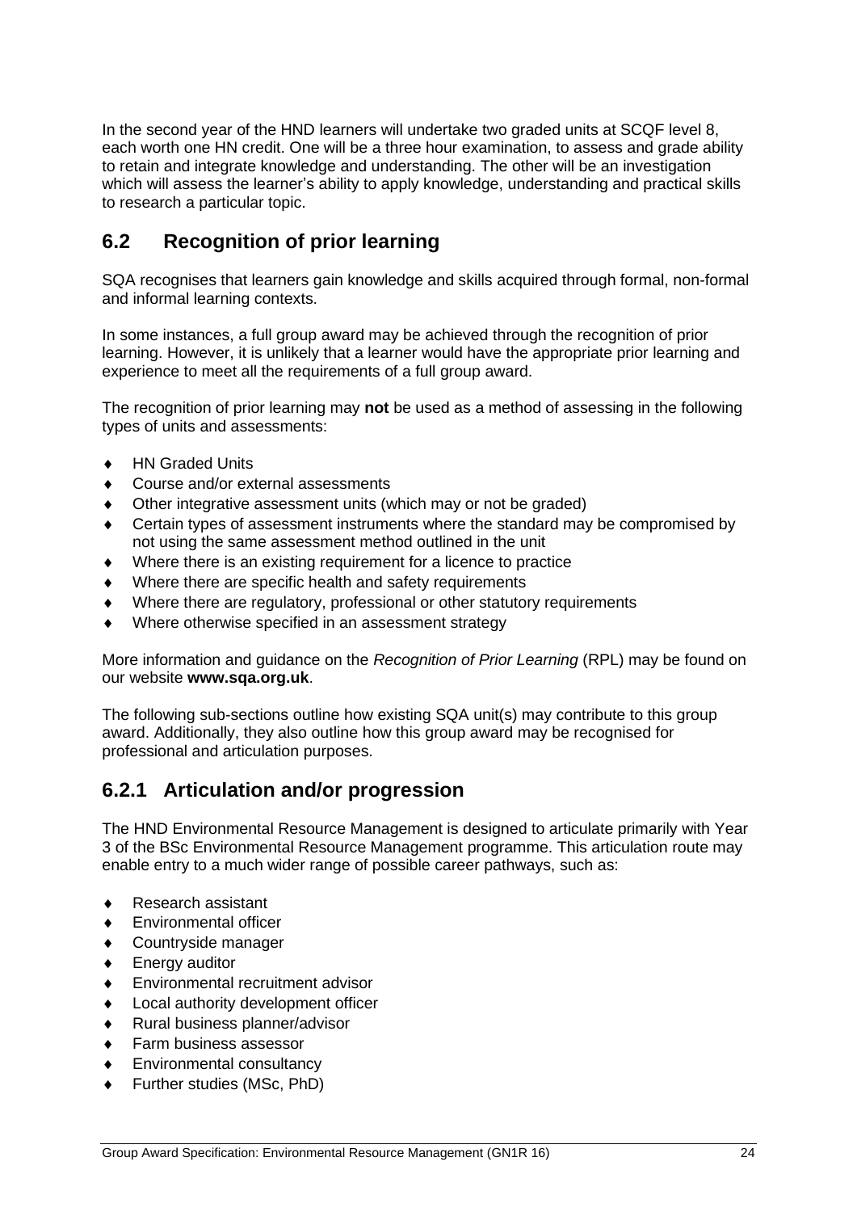In the second year of the HND learners will undertake two graded units at SCQF level 8, each worth one HN credit. One will be a three hour examination, to assess and grade ability to retain and integrate knowledge and understanding. The other will be an investigation which will assess the learner's ability to apply knowledge, understanding and practical skills to research a particular topic.

## 6.2 Recognition of prior learning

SQA recognises that learners gain knowledge and skills acquired through formal, non-formal and informal learning contexts.

In some instances, a full group award may be achieved through the recognition of prior learning. However, it is unlikely that a learner would have the appropriate prior learning and experience to meet all the requirements of a full group award.

The recognition of prior learning may **not** be used as a method of assessing in the following types of units and assessments:

- HN Graded Units
- Course and/or external assessments
- Other integrative assessment units (which may or not be graded)
- Certain types of assessment instruments where the standard may be compromised by not using the same assessment method outlined in the unit
- Where there is an existing requirement for a licence to practice
- Where there are specific health and safety requirements
- Where there are regulatory, professional or other statutory requirements
- Where otherwise specified in an assessment strategy

More information and guidance on the *Recognition of Prior Learning* (RPL) may be found on our website **www.sqa.org.uk**.

The following sub-sections outline how existing SQA unit(s) may contribute to this group award. Additionally, they also outline how this group award may be recognised for professional and articulation purposes.

### 6.2.1 Articulation and/or progression

The HND Environmental Resource Management is designed to articulate primarily with Year 3 of the BSc Environmental Resource Management programme. This articulation route may enable entry to a much wider range of possible career pathways, such as:

- Research assistant
- Environmental officer
- Countryside manager
- Energy auditor
- Environmental recruitment advisor
- Local authority development officer
- Rural business planner/advisor
- Farm business assessor
- Environmental consultancy
- Further studies (MSc, PhD)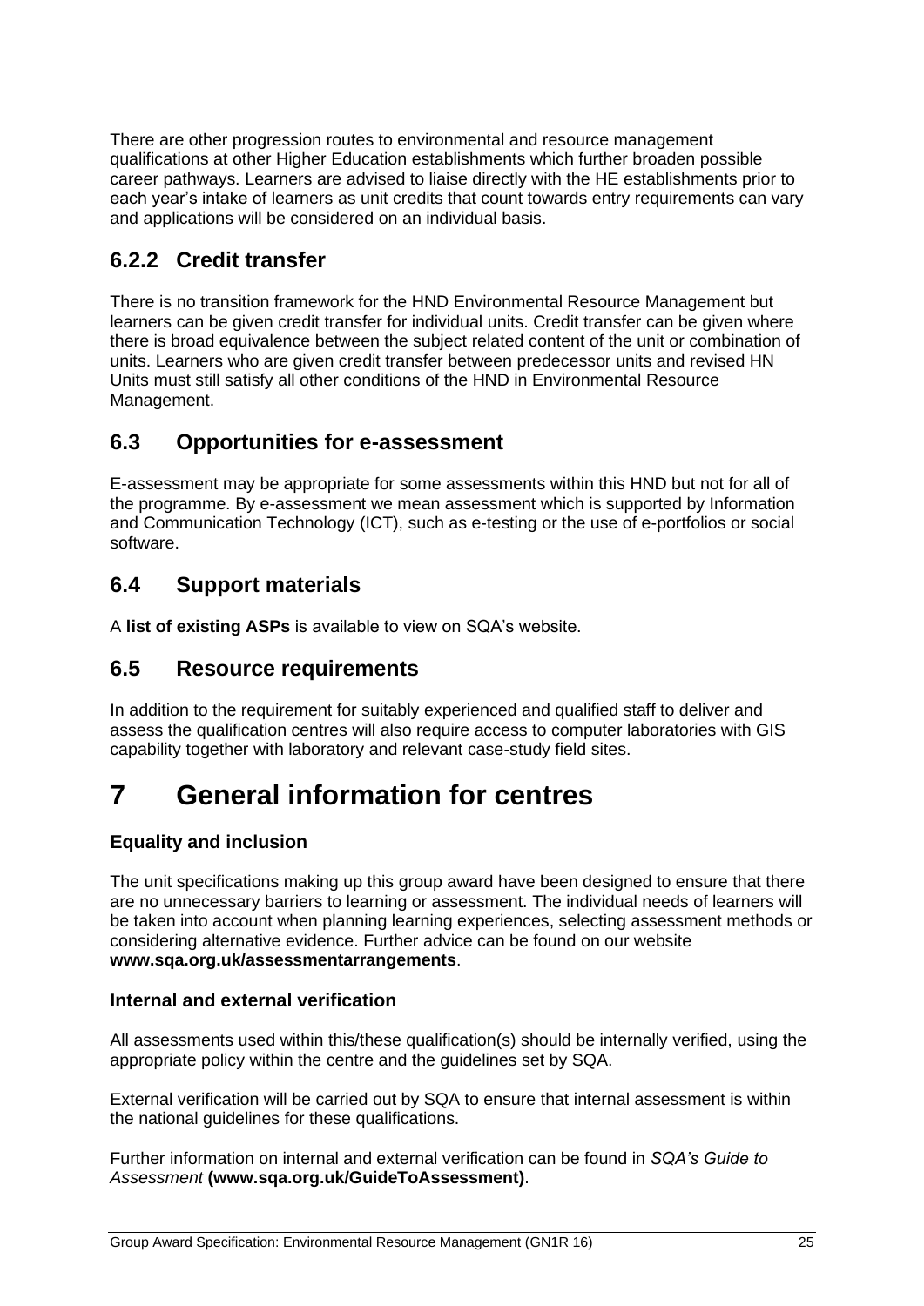There are other progression routes to environmental and resource management qualifications at other Higher Education establishments which further broaden possible career pathways. Learners are advised to liaise directly with the HE establishments prior to each year's intake of learners as unit credits that count towards entry requirements can vary and applications will be considered on an individual basis.

### 6.2.2 Credit transfer

There is no transition framework for the HND Environmental Resource Management but learners can be given credit transfer for individual units. Credit transfer can be given where there is broad equivalence between the subject related content of the unit or combination of units. Learners who are given credit transfer between predecessor units and revised HN Units must still satisfy all other conditions of the HND in Environmental Resource Management.

## 6.3 Opportunities for e-assessment

E-assessment may be appropriate for some assessments within this HND but not for all of the programme. By e-assessment we mean assessment which is supported by Information and Communication Technology (ICT), such as e-testing or the use of e-portfolios or social software.

## 6.4 Support materials

A **list of existing ASPs** is available to view on SQA's website.

## 6.5 Resource requirements

In addition to the requirement for suitably experienced and qualified staff to deliver and assess the qualification centres will also require access to computer laboratories with GIS capability together with laboratory and relevant case-study field sites.

# 7 General information for centres

**Equality and inclusion**

The unit specifications making up this group award have been designed to ensure that there are no unnecessary barriers to learning or assessment. The individual needs of learners will be taken into account when planning learning experiences, selecting assessment methods or considering alternative evidence. Further advice can be found on our website **www.sqa.org.uk/assessmentarrangements**.

**Internal and external verification**

All assessments used within this/these qualification(s) should be internally verified, using the appropriate policy within the centre and the guidelines set by SQA.

External verification will be carried out by SQA to ensure that internal assessment is within the national guidelines for these qualifications.

Further information on internal and external verification can be found in *SQA's Guide to Assessment* **(www.sqa.org.uk/GuideToAssessment)**.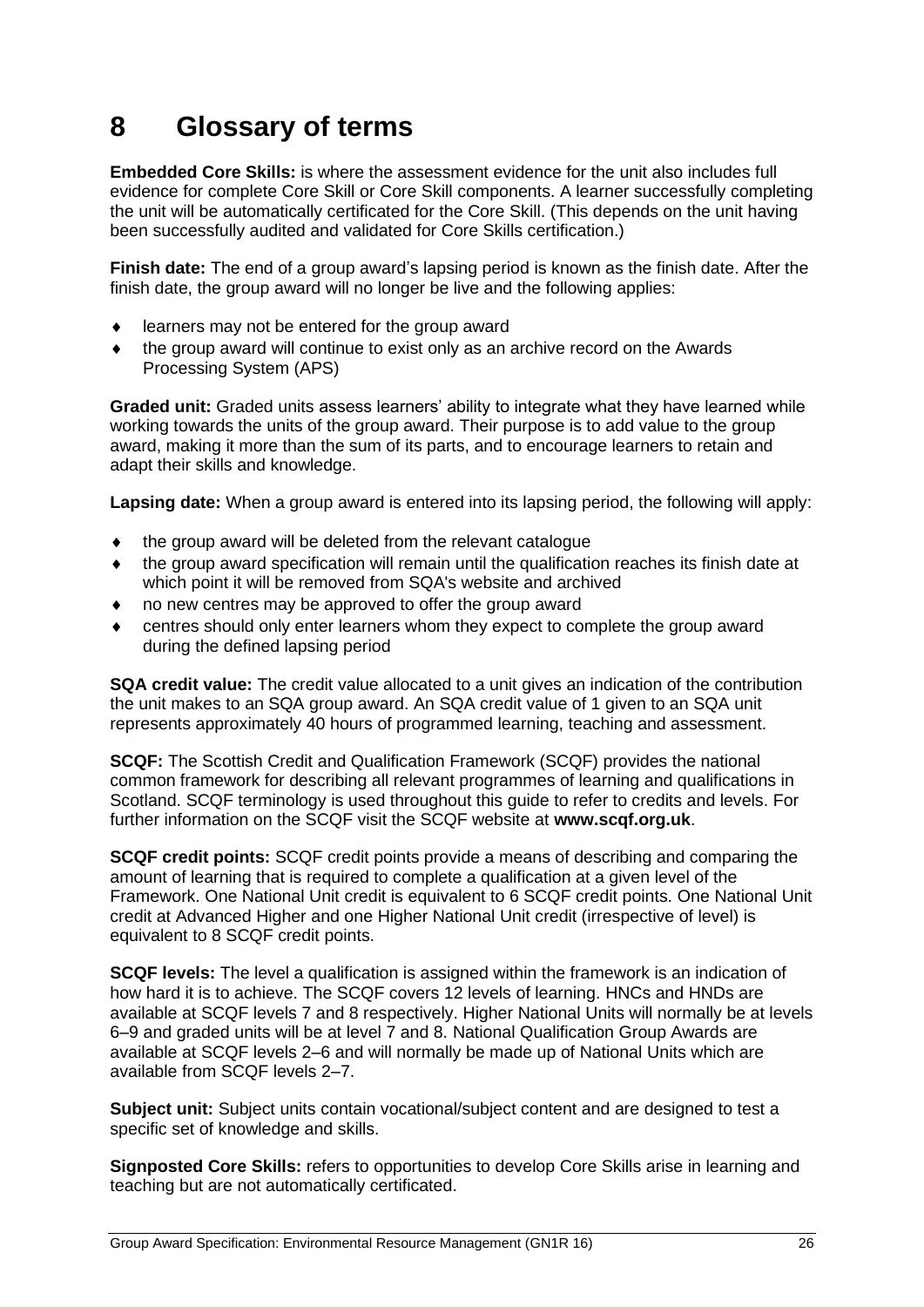# 8 Glossary of terms

**Embedded Core Skills:** is where the assessment evidence for the unit also includes full evidence for complete Core Skill or Core Skill components. A learner successfully completing the unit will be automatically certificated for the Core Skill. (This depends on the unit having been successfully audited and validated for Core Skills certification.)

**Finish date:** The end of a group award's lapsing period is known as the finish date. After the finish date, the group award will no longer be live and the following applies:

- learners may not be entered for the group award
- the group award will continue to exist only as an archive record on the Awards Processing System (APS)

**Graded unit:** Graded units assess learners' ability to integrate what they have learned while working towards the units of the group award. Their purpose is to add value to the group award, making it more than the sum of its parts, and to encourage learners to retain and adapt their skills and knowledge.

**Lapsing date:** When a group award is entered into its lapsing period, the following will apply:

- the group award will be deleted from the relevant catalogue
- the group award specification will remain until the qualification reaches its finish date at which point it will be removed from SQA's website and archived
- no new centres may be approved to offer the group award
- centres should only enter learners whom they expect to complete the group award during the defined lapsing period

**SQA credit value:** The credit value allocated to a unit gives an indication of the contribution the unit makes to an SQA group award. An SQA credit value of 1 given to an SQA unit represents approximately 40 hours of programmed learning, teaching and assessment.

**SCQF:** The Scottish Credit and Qualification Framework (SCQF) provides the national common framework for describing all relevant programmes of learning and qualifications in Scotland. SCQF terminology is used throughout this guide to refer to credits and levels. For further information on the SCQF visit the SCQF website at **www.scqf.org.uk**.

**SCQF credit points:** SCQF credit points provide a means of describing and comparing the amount of learning that is required to complete a qualification at a given level of the Framework. One National Unit credit is equivalent to 6 SCQF credit points. One National Unit credit at Advanced Higher and one Higher National Unit credit (irrespective of level) is equivalent to 8 SCQF credit points.

**SCQF levels:** The level a qualification is assigned within the framework is an indication of how hard it is to achieve. The SCQF covers 12 levels of learning. HNCs and HNDs are available at SCQF levels 7 and 8 respectively. Higher National Units will normally be at levels 6–9 and graded units will be at level 7 and 8. National Qualification Group Awards are available at SCQF levels 2–6 and will normally be made up of National Units which are available from SCQF levels 2–7.

**Subject unit:** Subject units contain vocational/subject content and are designed to test a specific set of knowledge and skills.

**Signposted Core Skills:** refers to opportunities to develop Core Skills arise in learning and teaching but are not automatically certificated.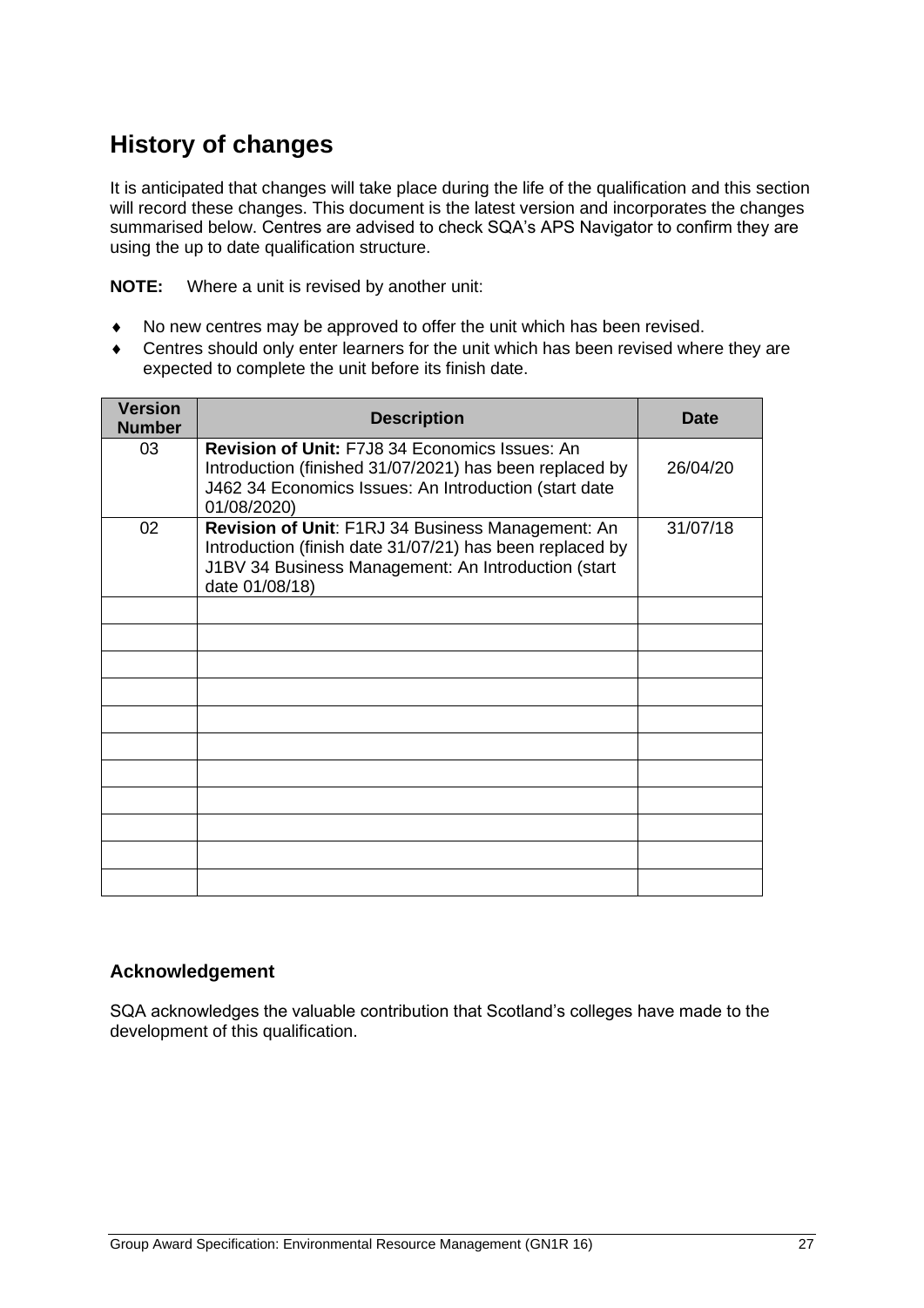## History of changes

It is anticipated that changes will take place during the life of the qualification and this section will record these changes. This document is the latest version and incorporates the changes summarised below. Centres are advised to check SQA's APS Navigator to confirm they are using the up to date qualification structure.

**NOTE:** Where a unit is revised by another unit:

- No new centres may be approved to offer the unit which has been revised.
- Centres should only enter learners for the unit which has been revised where they are expected to complete the unit before its finish date.

| Version Number | Description | Date |
|---|---|---|
| 03 | **Revision of Unit:** F7J8 34 Economics Issues: An Introduction (finished 31/07/2021) has been replaced by J462 34 Economics Issues: An Introduction (start date 01/08/2020) | 26/04/20 |
| 02 | **Revision of Unit**: F1RJ 34 Business Management: An Introduction (finish date 31/07/21) has been replaced by J1BV 34 Business Management: An Introduction (start date 01/08/18) | 31/07/18 |
| | | |
| | | |
| | | |
| | | |
| | | |
| | | |
| | | |
| | | |
| | | |
| | | |
| | | |

### Acknowledgement

SQA acknowledges the valuable contribution that Scotland's colleges have made to the development of this qualification.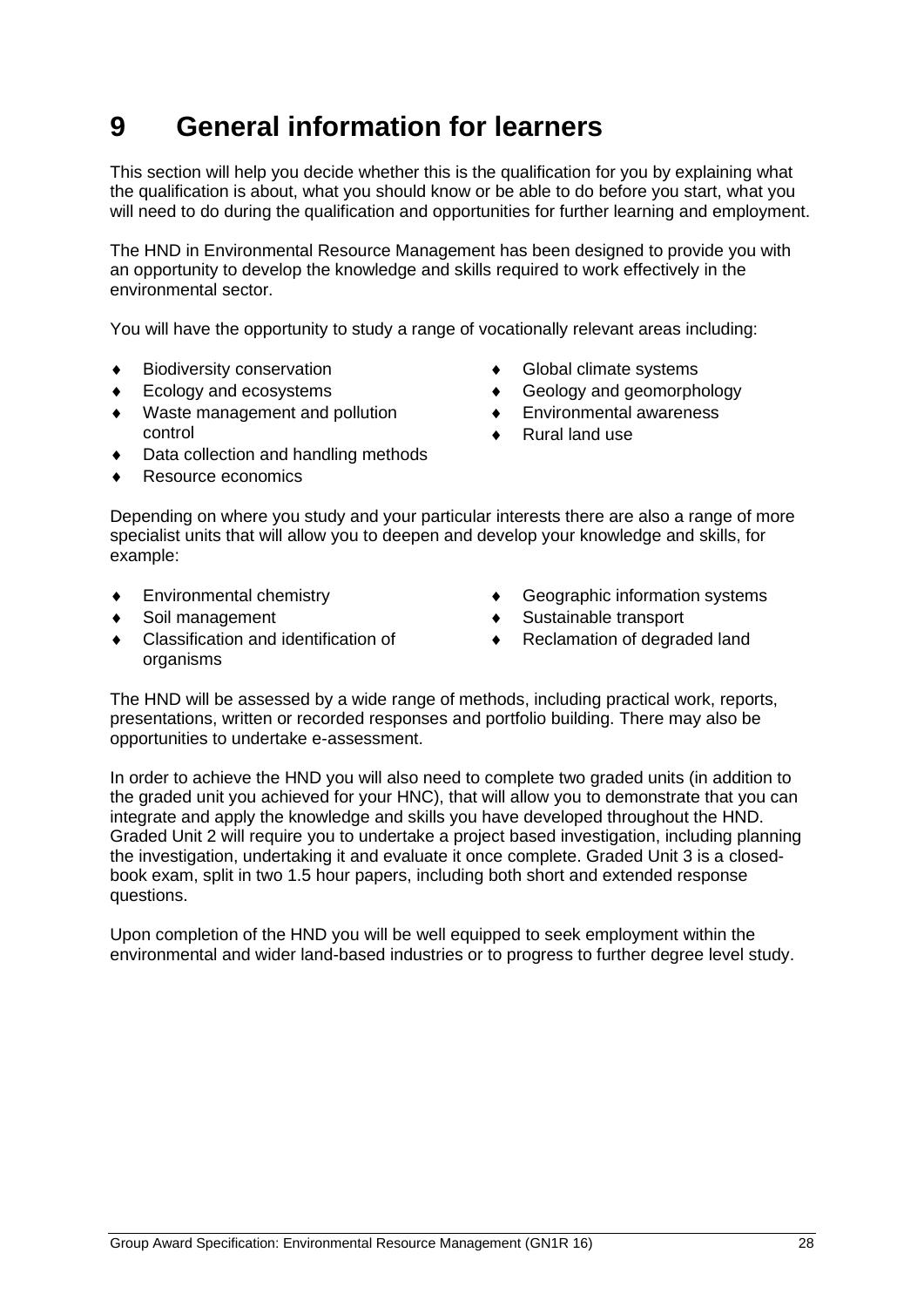# 9 General information for learners

This section will help you decide whether this is the qualification for you by explaining what the qualification is about, what you should know or be able to do before you start, what you will need to do during the qualification and opportunities for further learning and employment.

The HND in Environmental Resource Management has been designed to provide you with an opportunity to develop the knowledge and skills required to work effectively in the environmental sector.

You will have the opportunity to study a range of vocationally relevant areas including:

- Biodiversity conservation
- Ecology and ecosystems
- Waste management and pollution control
- Data collection and handling methods
- Resource economics
- Global climate systems
- Geology and geomorphology
- Environmental awareness
- Rural land use

Depending on where you study and your particular interests there are also a range of more specialist units that will allow you to deepen and develop your knowledge and skills, for example:

- Environmental chemistry
- Soil management
- Classification and identification of organisms
- Geographic information systems
- Sustainable transport
- Reclamation of degraded land

The HND will be assessed by a wide range of methods, including practical work, reports, presentations, written or recorded responses and portfolio building. There may also be opportunities to undertake e-assessment.

In order to achieve the HND you will also need to complete two graded units (in addition to the graded unit you achieved for your HNC), that will allow you to demonstrate that you can integrate and apply the knowledge and skills you have developed throughout the HND. Graded Unit 2 will require you to undertake a project based investigation, including planning the investigation, undertaking it and evaluate it once complete. Graded Unit 3 is a closed-book exam, split in two 1.5 hour papers, including both short and extended response questions.

Upon completion of the HND you will be well equipped to seek employment within the environmental and wider land-based industries or to progress to further degree level study.